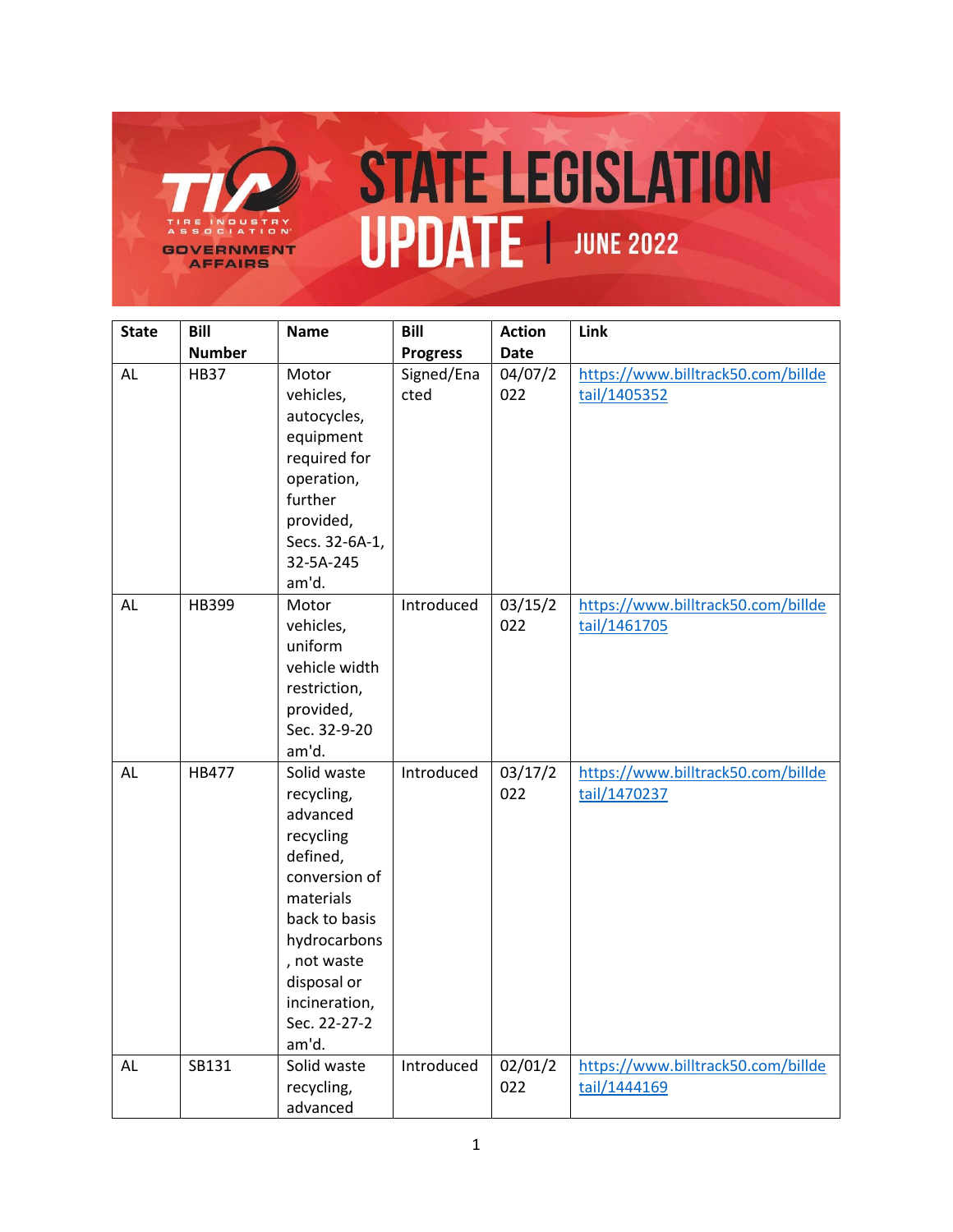# STATE LEGISLATION UPDATE | JUNE 2022

TIA Tire Industry Association Government Affairs

| State | Bill Number | Name | Bill Progress | Action Date | Link |
|---|---|---|---|---|---|
| AL | HB37 | Motor vehicles, autocycles, equipment required for operation, further provided, Secs. 32-6A-1, 32-5A-245 am'd. | Signed/Enacted | 04/07/2022 | https://www.billtrack50.com/billdetail/1405352 |
| AL | HB399 | Motor vehicles, uniform vehicle width restriction, provided, Sec. 32-9-20 am'd. | Introduced | 03/15/2022 | https://www.billtrack50.com/billdetail/1461705 |
| AL | HB477 | Solid waste recycling, advanced recycling defined, conversion of materials back to basis hydrocarbons, not waste disposal or incineration, Sec. 22-27-2 am'd. | Introduced | 03/17/2022 | https://www.billtrack50.com/billdetail/1470237 |
| AL | SB131 | Solid waste recycling, advanced | Introduced | 02/01/2022 | https://www.billtrack50.com/billdetail/1444169 |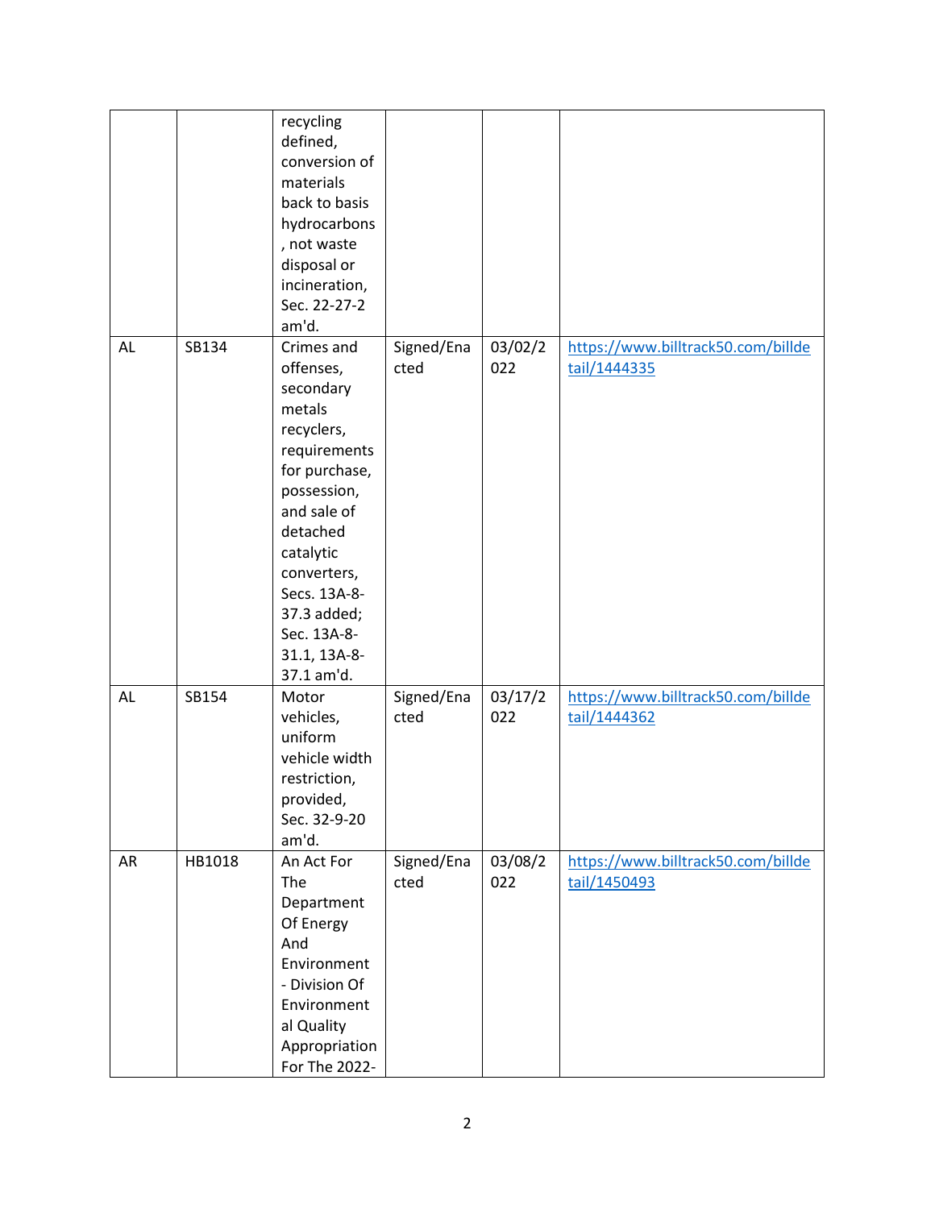| | | recycling defined, conversion of materials back to basis hydrocarbons, not waste disposal or incineration, Sec. 22-27-2 am'd. | | | |
|---|---|---|---|---|---|
| AL | SB134 | Crimes and offenses, secondary metals recyclers, requirements for purchase, possession, and sale of detached catalytic converters, Secs. 13A-8-37.3 added; Sec. 13A-8-31.1, 13A-8-37.1 am'd. | Signed/Enacted | 03/02/2022 | https://www.billtrack50.com/billdetail/1444335 |
| AL | SB154 | Motor vehicles, uniform vehicle width restriction, provided, Sec. 32-9-20 am'd. | Signed/Enacted | 03/17/2022 | https://www.billtrack50.com/billdetail/1444362 |
| AR | HB1018 | An Act For The Department Of Energy And Environment - Division Of Environmental Quality Appropriation For The 2022- | Signed/Enacted | 03/08/2022 | https://www.billtrack50.com/billdetail/1450493 |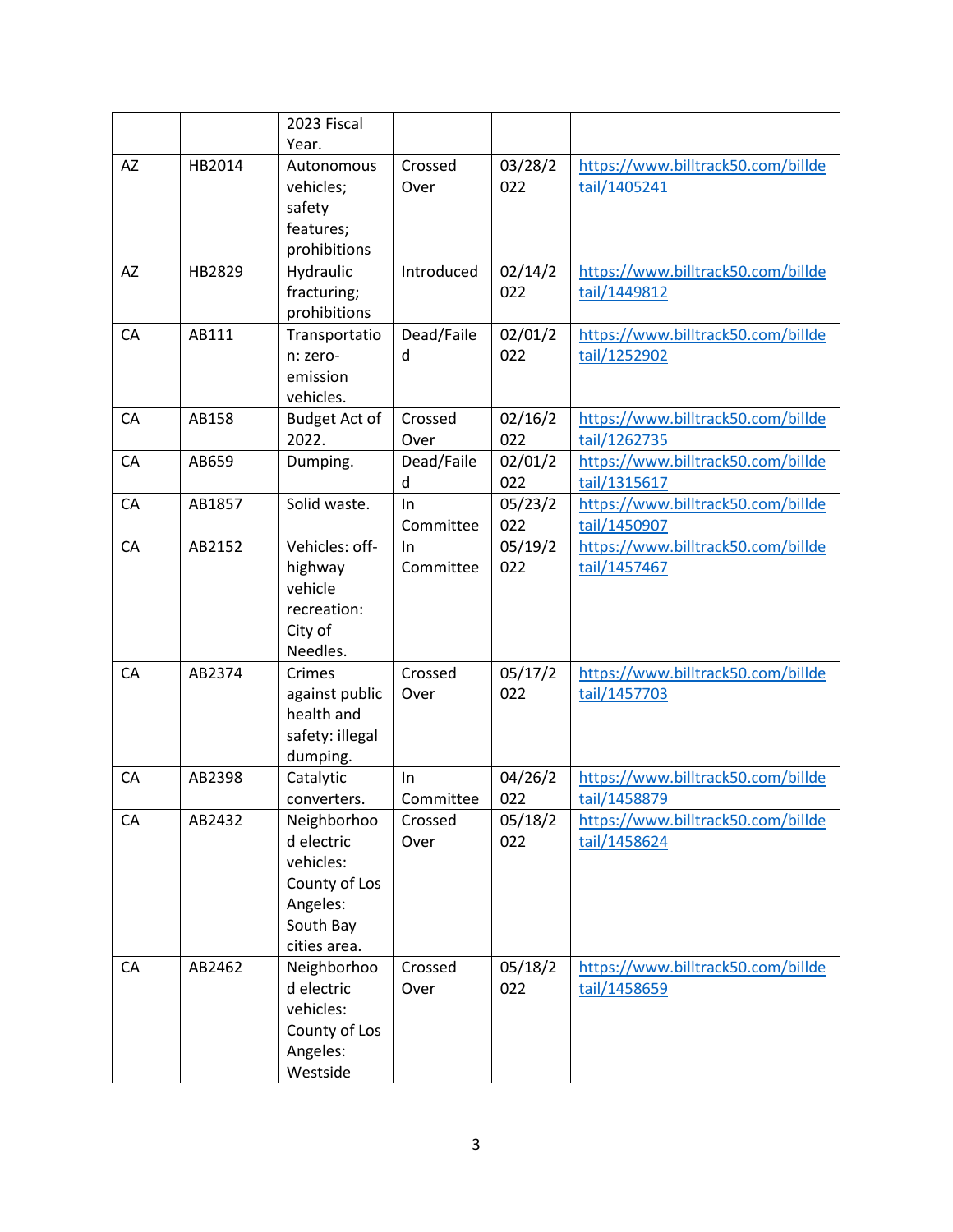| | | 2023 Fiscal Year. | | | |
|---|---|---|---|---|---|
| AZ | HB2014 | Autonomous vehicles; safety features; prohibitions | Crossed Over | 03/28/2022 | https://www.billtrack50.com/billdetail/1405241 |
| AZ | HB2829 | Hydraulic fracturing; prohibitions | Introduced | 02/14/2022 | https://www.billtrack50.com/billdetail/1449812 |
| CA | AB111 | Transportation: zero-emission vehicles. | Dead/Failed | 02/01/2022 | https://www.billtrack50.com/billdetail/1252902 |
| CA | AB158 | Budget Act of 2022. | Crossed Over | 02/16/2022 | https://www.billtrack50.com/billdetail/1262735 |
| CA | AB659 | Dumping. | Dead/Failed | 02/01/2022 | https://www.billtrack50.com/billdetail/1315617 |
| CA | AB1857 | Solid waste. | In Committee | 05/23/2022 | https://www.billtrack50.com/billdetail/1450907 |
| CA | AB2152 | Vehicles: off-highway vehicle recreation: City of Needles. | In Committee | 05/19/2022 | https://www.billtrack50.com/billdetail/1457467 |
| CA | AB2374 | Crimes against public health and safety: illegal dumping. | Crossed Over | 05/17/2022 | https://www.billtrack50.com/billdetail/1457703 |
| CA | AB2398 | Catalytic converters. | In Committee | 04/26/2022 | https://www.billtrack50.com/billdetail/1458879 |
| CA | AB2432 | Neighborhood electric vehicles: County of Los Angeles: South Bay cities area. | Crossed Over | 05/18/2022 | https://www.billtrack50.com/billdetail/1458624 |
| CA | AB2462 | Neighborhood electric vehicles: County of Los Angeles: Westside | Crossed Over | 05/18/2022 | https://www.billtrack50.com/billdetail/1458659 |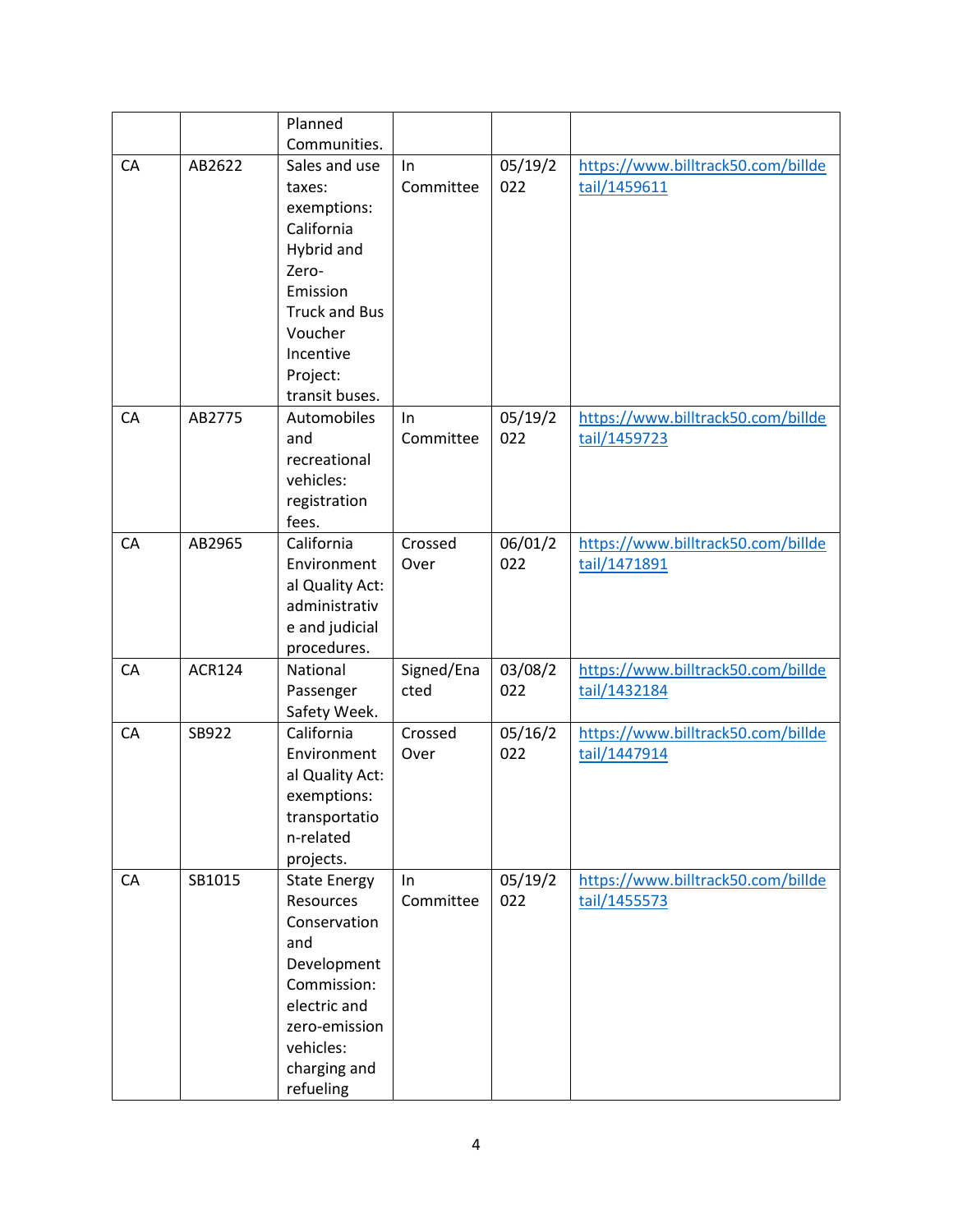| | | | | | |
|---|---|---|---|---|---|
| | | Planned Communities. | | | |
| CA | AB2622 | Sales and use taxes: exemptions: California Hybrid and Zero-Emission Truck and Bus Voucher Incentive Project: transit buses. | In Committee | 05/19/2022 | https://www.billtrack50.com/billdetail/1459611 |
| CA | AB2775 | Automobiles and recreational vehicles: registration fees. | In Committee | 05/19/2022 | https://www.billtrack50.com/billdetail/1459723 |
| CA | AB2965 | California Environmental Quality Act: administrative and judicial procedures. | Crossed Over | 06/01/2022 | https://www.billtrack50.com/billdetail/1471891 |
| CA | ACR124 | National Passenger Safety Week. | Signed/Enacted | 03/08/2022 | https://www.billtrack50.com/billdetail/1432184 |
| CA | SB922 | California Environmental Quality Act: exemptions: transportation-related projects. | Crossed Over | 05/16/2022 | https://www.billtrack50.com/billdetail/1447914 |
| CA | SB1015 | State Energy Resources Conservation and Development Commission: electric and zero-emission vehicles: charging and refueling | In Committee | 05/19/2022 | https://www.billtrack50.com/billdetail/1455573 |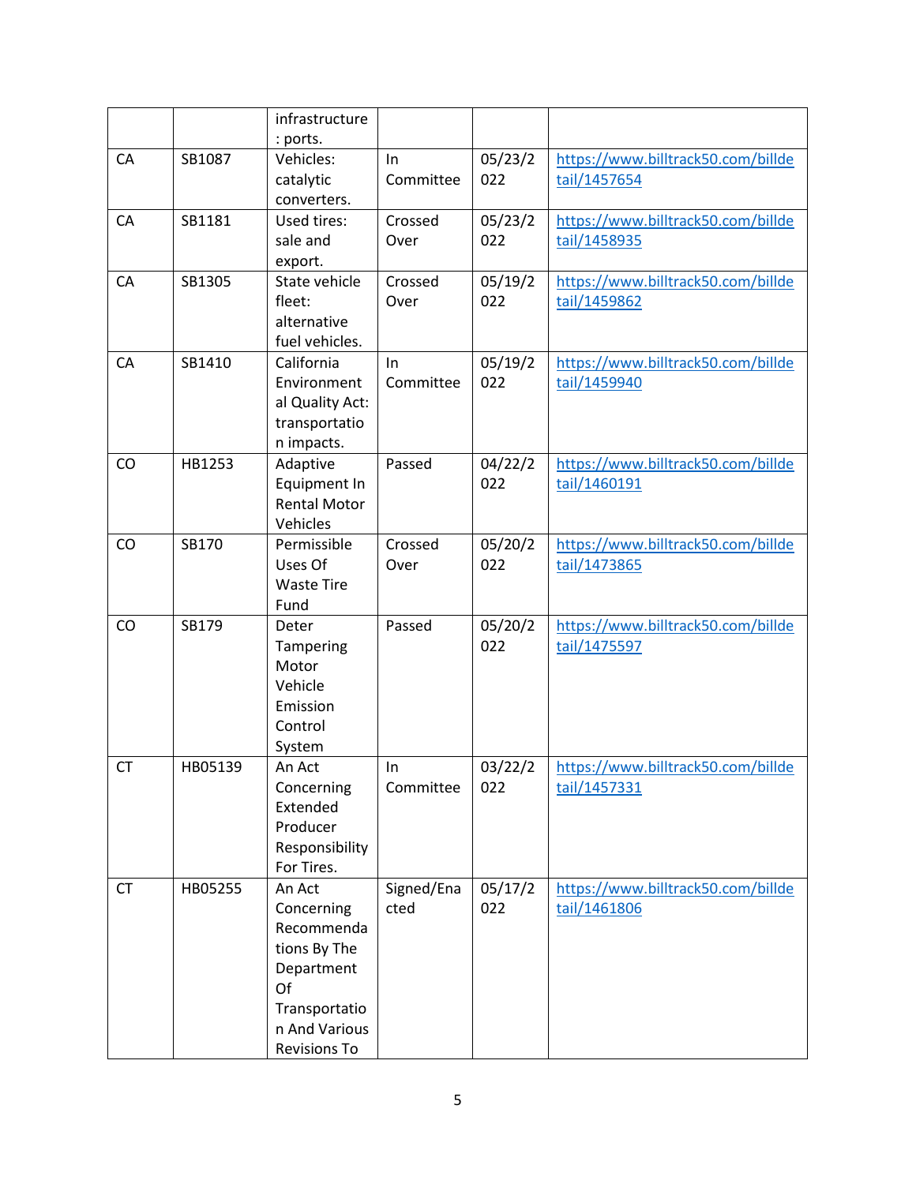| | | infrastructure: ports. | | | |
|---|---|---|---|---|---|
| CA | SB1087 | Vehicles: catalytic converters. | In Committee | 05/23/2022 | https://www.billtrack50.com/billdetail/1457654 |
| CA | SB1181 | Used tires: sale and export. | Crossed Over | 05/23/2022 | https://www.billtrack50.com/billdetail/1458935 |
| CA | SB1305 | State vehicle fleet: alternative fuel vehicles. | Crossed Over | 05/19/2022 | https://www.billtrack50.com/billdetail/1459862 |
| CA | SB1410 | California Environmental Quality Act: transportation impacts. | In Committee | 05/19/2022 | https://www.billtrack50.com/billdetail/1459940 |
| CO | HB1253 | Adaptive Equipment In Rental Motor Vehicles | Passed | 04/22/2022 | https://www.billtrack50.com/billdetail/1460191 |
| CO | SB170 | Permissible Uses Of Waste Tire Fund | Crossed Over | 05/20/2022 | https://www.billtrack50.com/billdetail/1473865 |
| CO | SB179 | Deter Tampering Motor Vehicle Emission Control System | Passed | 05/20/2022 | https://www.billtrack50.com/billdetail/1475597 |
| CT | HB05139 | An Act Concerning Extended Producer Responsibility For Tires. | In Committee | 03/22/2022 | https://www.billtrack50.com/billdetail/1457331 |
| CT | HB05255 | An Act Concerning Recommendations By The Department Of Transportation And Various Revisions To | Signed/Enacted | 05/17/2022 | https://www.billtrack50.com/billdetail/1461806 |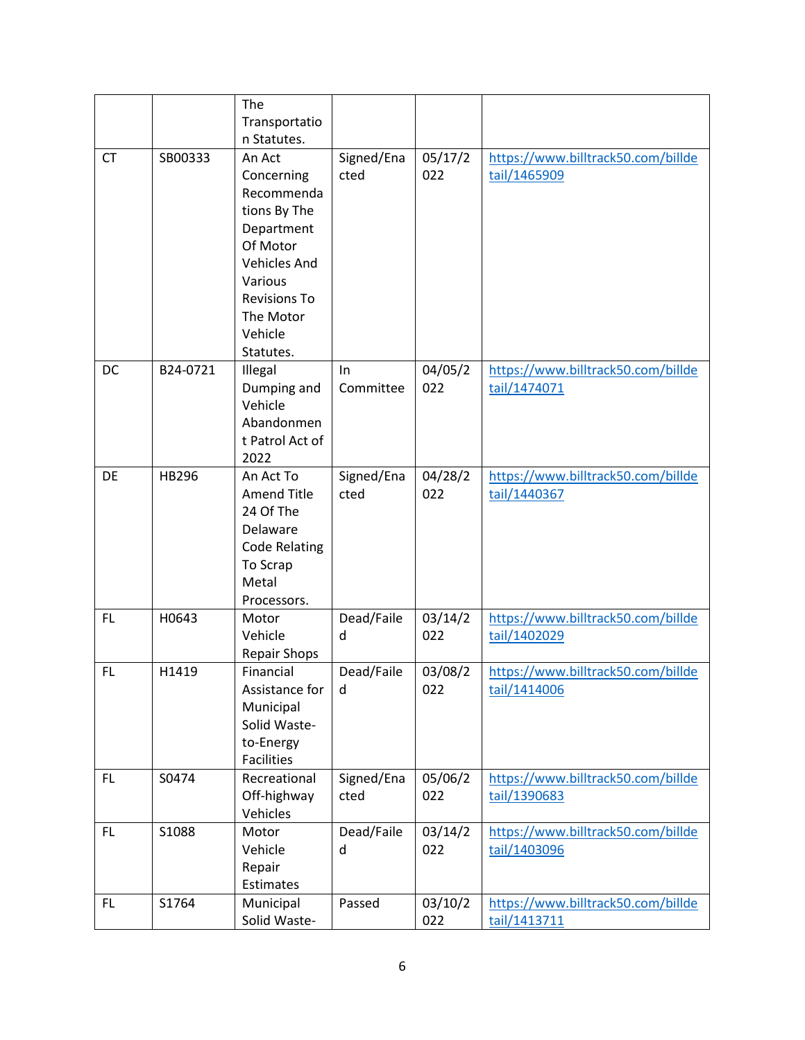| | | The Transportation Statutes. | | | |
|---|---|---|---|---|---|
| CT | SB00333 | An Act Concerning Recommendations By The Department Of Motor Vehicles And Various Revisions To The Motor Vehicle Statutes. | Signed/Enacted | 05/17/2022 | https://www.billtrack50.com/billdetail/1465909 |
| DC | B24-0721 | Illegal Dumping and Vehicle Abandonment Patrol Act of 2022 | In Committee | 04/05/2022 | https://www.billtrack50.com/billdetail/1474071 |
| DE | HB296 | An Act To Amend Title 24 Of The Delaware Code Relating To Scrap Metal Processors. | Signed/Enacted | 04/28/2022 | https://www.billtrack50.com/billdetail/1440367 |
| FL | H0643 | Motor Vehicle Repair Shops | Dead/Failed | 03/14/2022 | https://www.billtrack50.com/billdetail/1402029 |
| FL | H1419 | Financial Assistance for Municipal Solid Waste-to-Energy Facilities | Dead/Failed | 03/08/2022 | https://www.billtrack50.com/billdetail/1414006 |
| FL | S0474 | Recreational Off-highway Vehicles | Signed/Enacted | 05/06/2022 | https://www.billtrack50.com/billdetail/1390683 |
| FL | S1088 | Motor Vehicle Repair Estimates | Dead/Failed | 03/14/2022 | https://www.billtrack50.com/billdetail/1403096 |
| FL | S1764 | Municipal Solid Waste- | Passed | 03/10/2022 | https://www.billtrack50.com/billdetail/1413711 |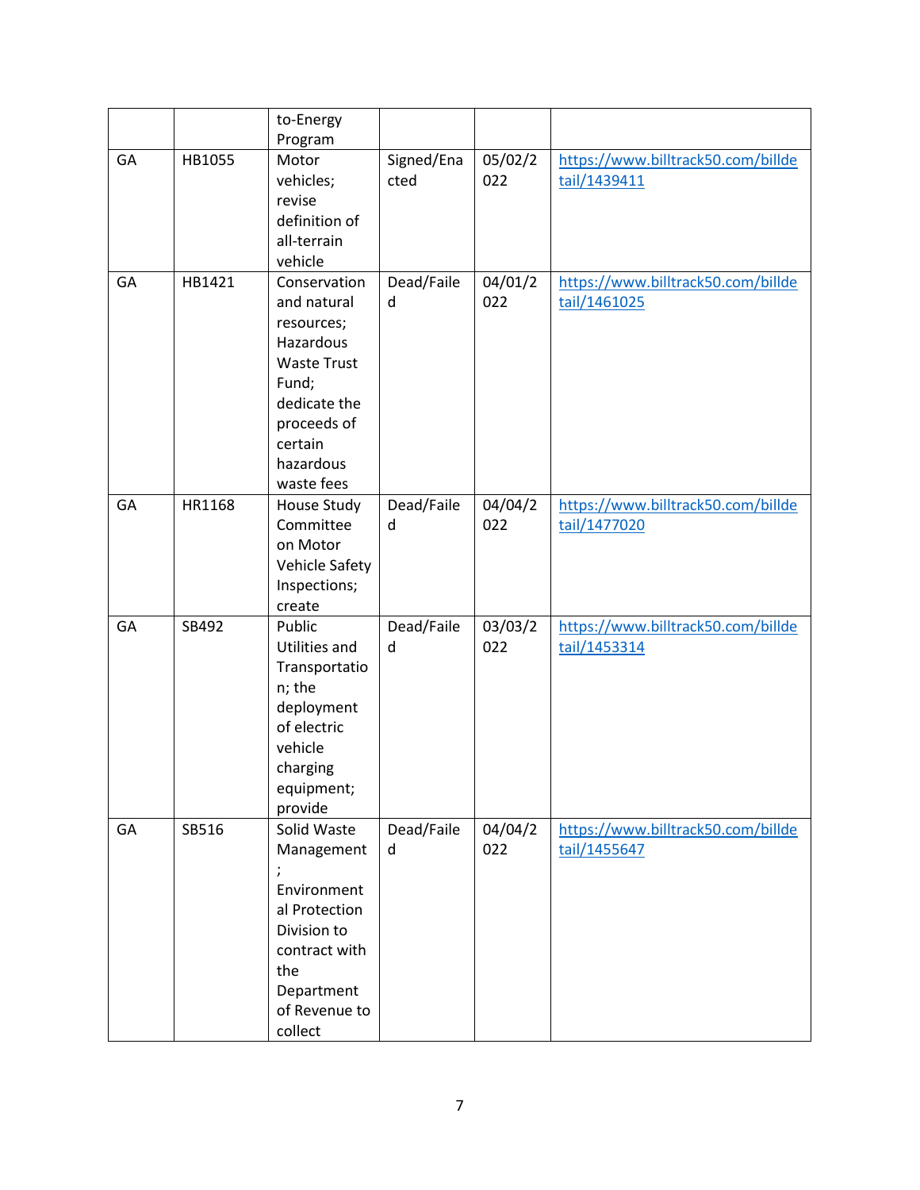| | | to-Energy Program | | | |
|---|---|---|---|---|---|
| GA | HB1055 | Motor vehicles; revise definition of all-terrain vehicle | Signed/Enacted | 05/02/2022 | https://www.billtrack50.com/billdetail/1439411 |
| GA | HB1421 | Conservation and natural resources; Hazardous Waste Trust Fund; dedicate the proceeds of certain hazardous waste fees | Dead/Failed | 04/01/2022 | https://www.billtrack50.com/billdetail/1461025 |
| GA | HR1168 | House Study Committee on Motor Vehicle Safety Inspections; create | Dead/Failed | 04/04/2022 | https://www.billtrack50.com/billdetail/1477020 |
| GA | SB492 | Public Utilities and Transportation; the deployment of electric vehicle charging equipment; provide | Dead/Failed | 03/03/2022 | https://www.billtrack50.com/billdetail/1453314 |
| GA | SB516 | Solid Waste Management; Environmental Protection Division to contract with the Department of Revenue to collect | Dead/Failed | 04/04/2022 | https://www.billtrack50.com/billdetail/1455647 |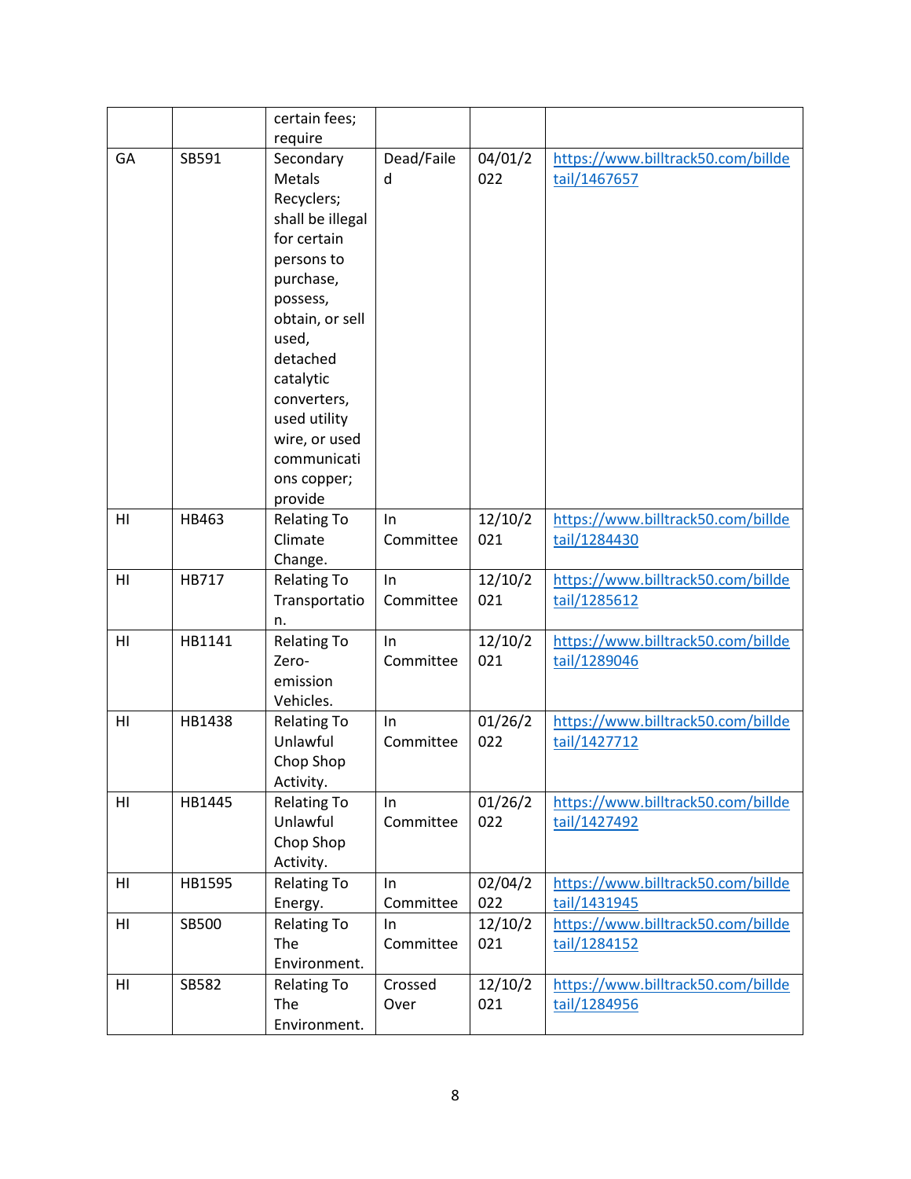| | | certain fees; require | | | |
|---|---|---|---|---|---|
| GA | SB591 | Secondary Metals Recyclers; shall be illegal for certain persons to purchase, possess, obtain, or sell used, detached catalytic converters, used utility wire, or used communications copper; provide | Dead/Failed | 04/01/2022 | https://www.billtrack50.com/billdetail/1467657 |
| HI | HB463 | Relating To Climate Change. | In Committee | 12/10/2021 | https://www.billtrack50.com/billdetail/1284430 |
| HI | HB717 | Relating To Transportation. | In Committee | 12/10/2021 | https://www.billtrack50.com/billdetail/1285612 |
| HI | HB1141 | Relating To Zero-emission Vehicles. | In Committee | 12/10/2021 | https://www.billtrack50.com/billdetail/1289046 |
| HI | HB1438 | Relating To Unlawful Chop Shop Activity. | In Committee | 01/26/2022 | https://www.billtrack50.com/billdetail/1427712 |
| HI | HB1445 | Relating To Unlawful Chop Shop Activity. | In Committee | 01/26/2022 | https://www.billtrack50.com/billdetail/1427492 |
| HI | HB1595 | Relating To Energy. | In Committee | 02/04/2022 | https://www.billtrack50.com/billdetail/1431945 |
| HI | SB500 | Relating To The Environment. | In Committee | 12/10/2021 | https://www.billtrack50.com/billdetail/1284152 |
| HI | SB582 | Relating To The Environment. | Crossed Over | 12/10/2021 | https://www.billtrack50.com/billdetail/1284956 |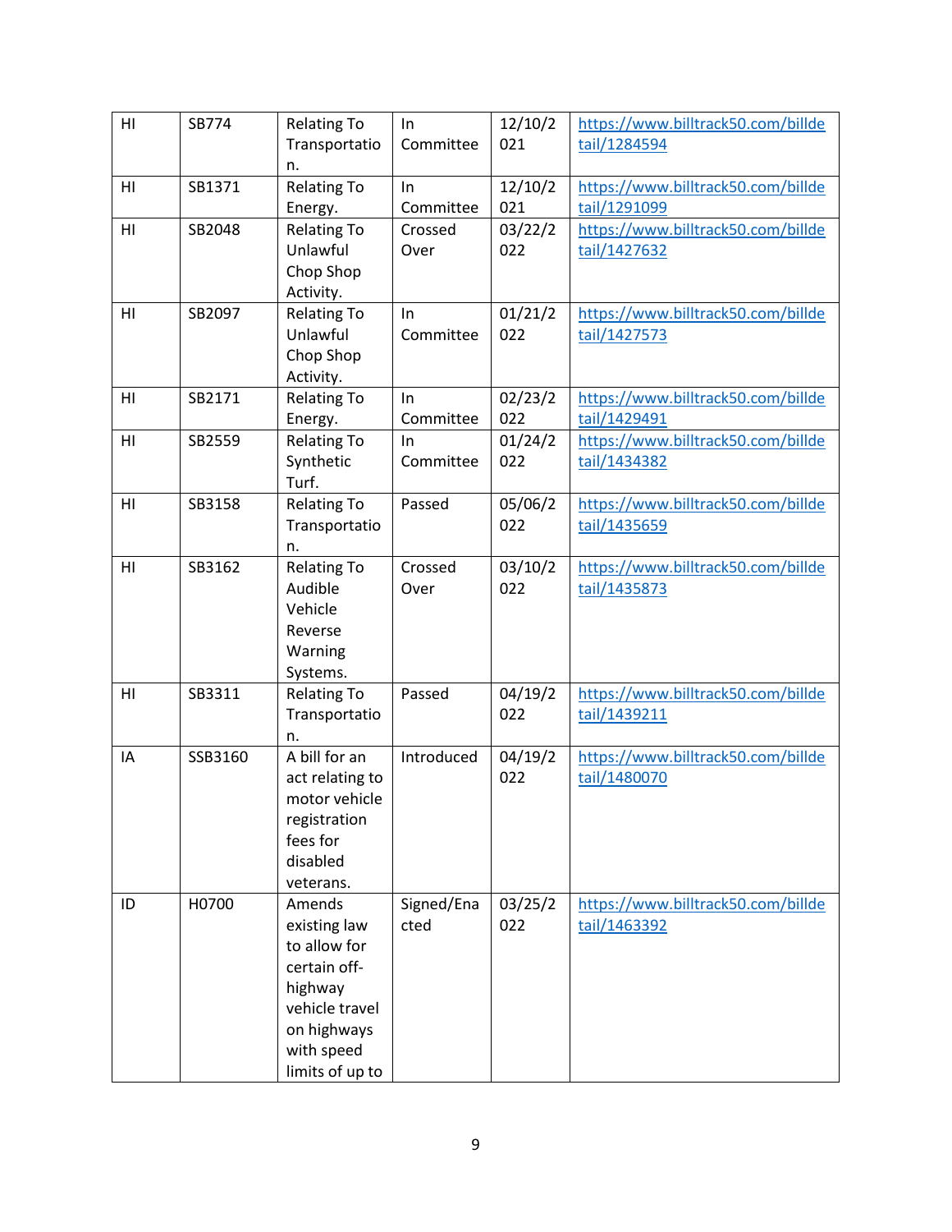| HI | SB774 | Relating To Transportation. | In Committee | 12/10/2021 | https://www.billtrack50.com/billdetail/1284594 |
|---|---|---|---|---|---|
| HI | SB1371 | Relating To Energy. | In Committee | 12/10/2021 | https://www.billtrack50.com/billdetail/1291099 |
| HI | SB2048 | Relating To Unlawful Chop Shop Activity. | Crossed Over | 03/22/2022 | https://www.billtrack50.com/billdetail/1427632 |
| HI | SB2097 | Relating To Unlawful Chop Shop Activity. | In Committee | 01/21/2022 | https://www.billtrack50.com/billdetail/1427573 |
| HI | SB2171 | Relating To Energy. | In Committee | 02/23/2022 | https://www.billtrack50.com/billdetail/1429491 |
| HI | SB2559 | Relating To Synthetic Turf. | In Committee | 01/24/2022 | https://www.billtrack50.com/billdetail/1434382 |
| HI | SB3158 | Relating To Transportation. | Passed | 05/06/2022 | https://www.billtrack50.com/billdetail/1435659 |
| HI | SB3162 | Relating To Audible Vehicle Reverse Warning Systems. | Crossed Over | 03/10/2022 | https://www.billtrack50.com/billdetail/1435873 |
| HI | SB3311 | Relating To Transportation. | Passed | 04/19/2022 | https://www.billtrack50.com/billdetail/1439211 |
| IA | SSB3160 | A bill for an act relating to motor vehicle registration fees for disabled veterans. | Introduced | 04/19/2022 | https://www.billtrack50.com/billdetail/1480070 |
| ID | H0700 | Amends existing law to allow for certain off-highway vehicle travel on highways with speed limits of up to | Signed/Enacted | 03/25/2022 | https://www.billtrack50.com/billdetail/1463392 |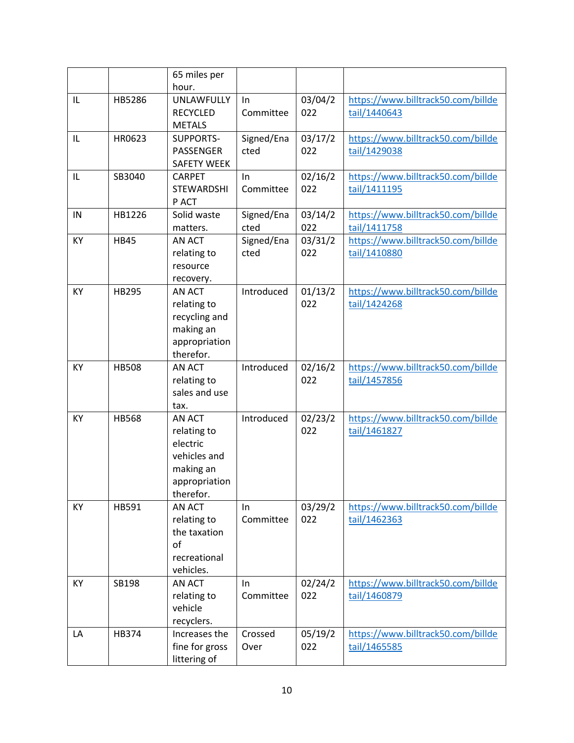| | | 65 miles per hour. | | | |
|---|---|---|---|---|---|
| IL | HB5286 | UNLAWFULLY RECYCLED METALS | In Committee | 03/04/2022 | https://www.billtrack50.com/billdetail/1440643 |
| IL | HR0623 | SUPPORTS-PASSENGER SAFETY WEEK | Signed/Enacted | 03/17/2022 | https://www.billtrack50.com/billdetail/1429038 |
| IL | SB3040 | CARPET STEWARDSHIP ACT | In Committee | 02/16/2022 | https://www.billtrack50.com/billdetail/1411195 |
| IN | HB1226 | Solid waste matters. | Signed/Enacted | 03/14/2022 | https://www.billtrack50.com/billdetail/1411758 |
| KY | HB45 | AN ACT relating to resource recovery. | Signed/Enacted | 03/31/2022 | https://www.billtrack50.com/billdetail/1410880 |
| KY | HB295 | AN ACT relating to recycling and making an appropriation therefor. | Introduced | 01/13/2022 | https://www.billtrack50.com/billdetail/1424268 |
| KY | HB508 | AN ACT relating to sales and use tax. | Introduced | 02/16/2022 | https://www.billtrack50.com/billdetail/1457856 |
| KY | HB568 | AN ACT relating to electric vehicles and making an appropriation therefor. | Introduced | 02/23/2022 | https://www.billtrack50.com/billdetail/1461827 |
| KY | HB591 | AN ACT relating to the taxation of recreational vehicles. | In Committee | 03/29/2022 | https://www.billtrack50.com/billdetail/1462363 |
| KY | SB198 | AN ACT relating to vehicle recyclers. | In Committee | 02/24/2022 | https://www.billtrack50.com/billdetail/1460879 |
| LA | HB374 | Increases the fine for gross littering of | Crossed Over | 05/19/2022 | https://www.billtrack50.com/billdetail/1465585 |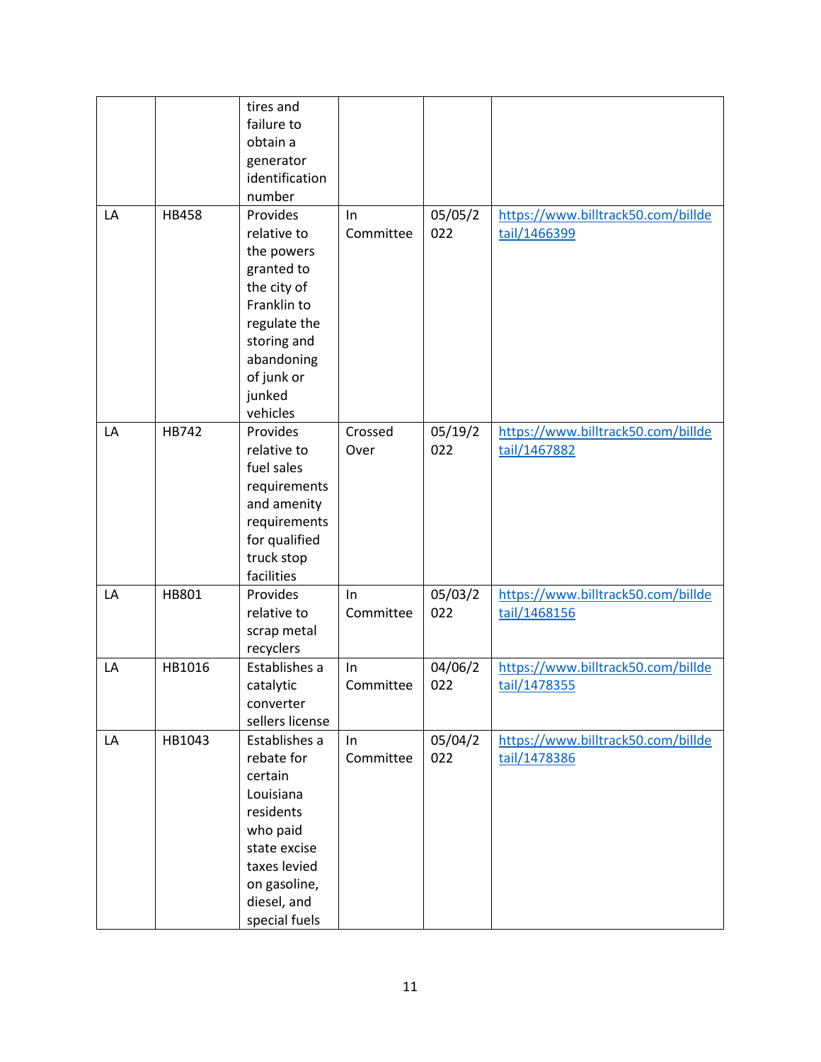| | | tires and failure to obtain a generator identification number | | | |
|---|---|---|---|---|---|
| LA | HB458 | Provides relative to the powers granted to the city of Franklin to regulate the storing and abandoning of junk or junked vehicles | In Committee | 05/05/2022 | https://www.billtrack50.com/billdetail/1466399 |
| LA | HB742 | Provides relative to fuel sales requirements and amenity requirements for qualified truck stop facilities | Crossed Over | 05/19/2022 | https://www.billtrack50.com/billdetail/1467882 |
| LA | HB801 | Provides relative to scrap metal recyclers | In Committee | 05/03/2022 | https://www.billtrack50.com/billdetail/1468156 |
| LA | HB1016 | Establishes a catalytic converter sellers license | In Committee | 04/06/2022 | https://www.billtrack50.com/billdetail/1478355 |
| LA | HB1043 | Establishes a rebate for certain Louisiana residents who paid state excise taxes levied on gasoline, diesel, and special fuels | In Committee | 05/04/2022 | https://www.billtrack50.com/billdetail/1478386 |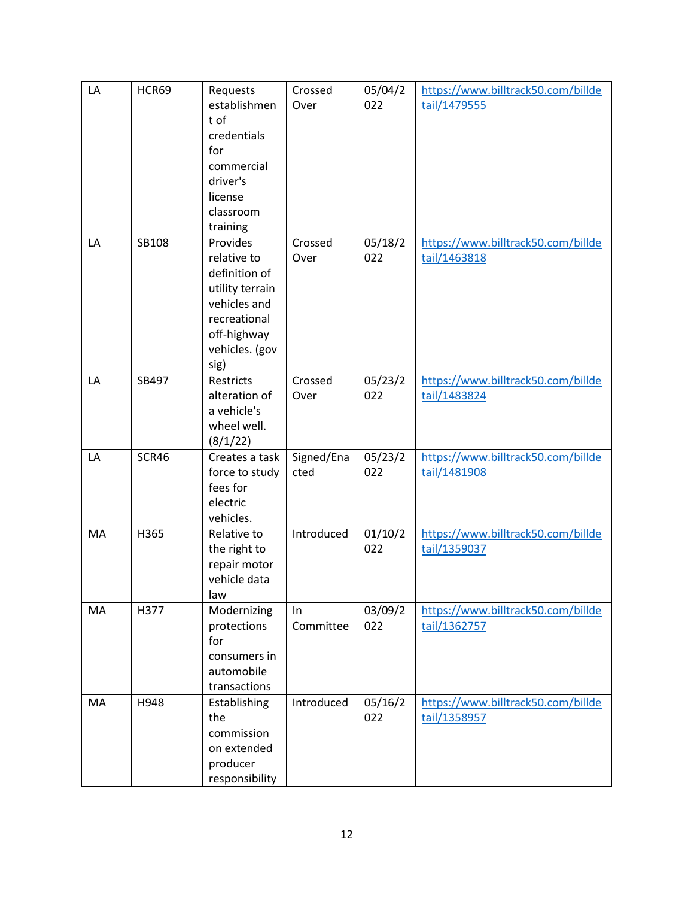| LA | HCR69 | Requests establishment of credentials for commercial driver's license classroom training | Crossed Over | 05/04/2022 | https://www.billtrack50.com/billdetail/1479555 |
|---|---|---|---|---|---|
| LA | SB108 | Provides relative to definition of utility terrain vehicles and recreational off-highway vehicles. (gov sig) | Crossed Over | 05/18/2022 | https://www.billtrack50.com/billdetail/1463818 |
| LA | SB497 | Restricts alteration of a vehicle's wheel well. (8/1/22) | Crossed Over | 05/23/2022 | https://www.billtrack50.com/billdetail/1483824 |
| LA | SCR46 | Creates a task force to study fees for electric vehicles. | Signed/Enacted | 05/23/2022 | https://www.billtrack50.com/billdetail/1481908 |
| MA | H365 | Relative to the right to repair motor vehicle data law | Introduced | 01/10/2022 | https://www.billtrack50.com/billdetail/1359037 |
| MA | H377 | Modernizing protections for consumers in automobile transactions | In Committee | 03/09/2022 | https://www.billtrack50.com/billdetail/1362757 |
| MA | H948 | Establishing the commission on extended producer responsibility | Introduced | 05/16/2022 | https://www.billtrack50.com/billdetail/1358957 |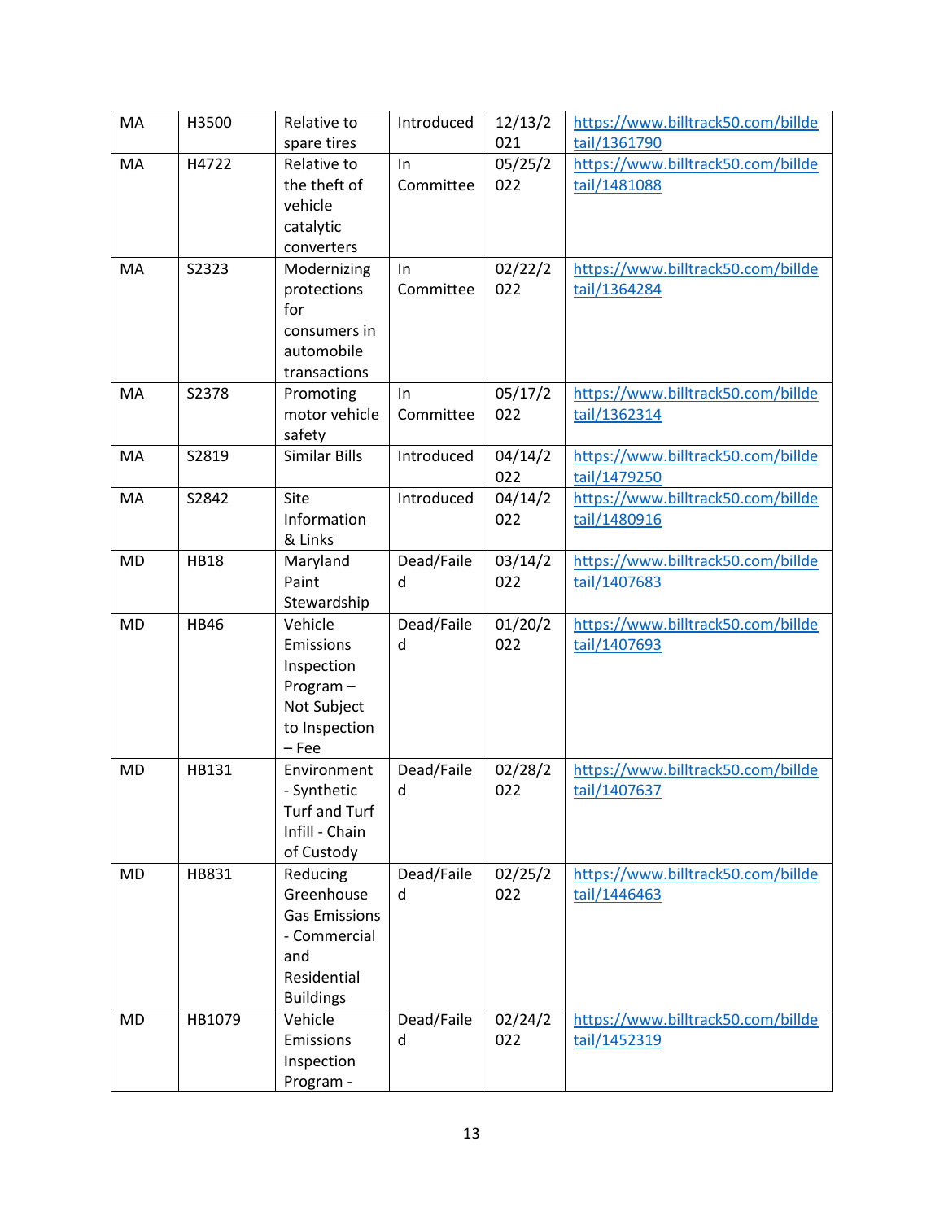| MA | H3500 | Relative to spare tires | Introduced | 12/13/2021 | https://www.billtrack50.com/billdetail/1361790 |
|---|---|---|---|---|---|
| MA | H4722 | Relative to the theft of vehicle catalytic converters | In Committee | 05/25/2022 | https://www.billtrack50.com/billdetail/1481088 |
| MA | S2323 | Modernizing protections for consumers in automobile transactions | In Committee | 02/22/2022 | https://www.billtrack50.com/billdetail/1364284 |
| MA | S2378 | Promoting motor vehicle safety | In Committee | 05/17/2022 | https://www.billtrack50.com/billdetail/1362314 |
| MA | S2819 | Similar Bills | Introduced | 04/14/2022 | https://www.billtrack50.com/billdetail/1479250 |
| MA | S2842 | Site Information & Links | Introduced | 04/14/2022 | https://www.billtrack50.com/billdetail/1480916 |
| MD | HB18 | Maryland Paint Stewardship | Dead/Failed | 03/14/2022 | https://www.billtrack50.com/billdetail/1407683 |
| MD | HB46 | Vehicle Emissions Inspection Program – Not Subject to Inspection – Fee | Dead/Failed | 01/20/2022 | https://www.billtrack50.com/billdetail/1407693 |
| MD | HB131 | Environment - Synthetic Turf and Turf Infill - Chain of Custody | Dead/Failed | 02/28/2022 | https://www.billtrack50.com/billdetail/1407637 |
| MD | HB831 | Reducing Greenhouse Gas Emissions - Commercial and Residential Buildings | Dead/Failed | 02/25/2022 | https://www.billtrack50.com/billdetail/1446463 |
| MD | HB1079 | Vehicle Emissions Inspection Program - | Dead/Failed | 02/24/2022 | https://www.billtrack50.com/billdetail/1452319 |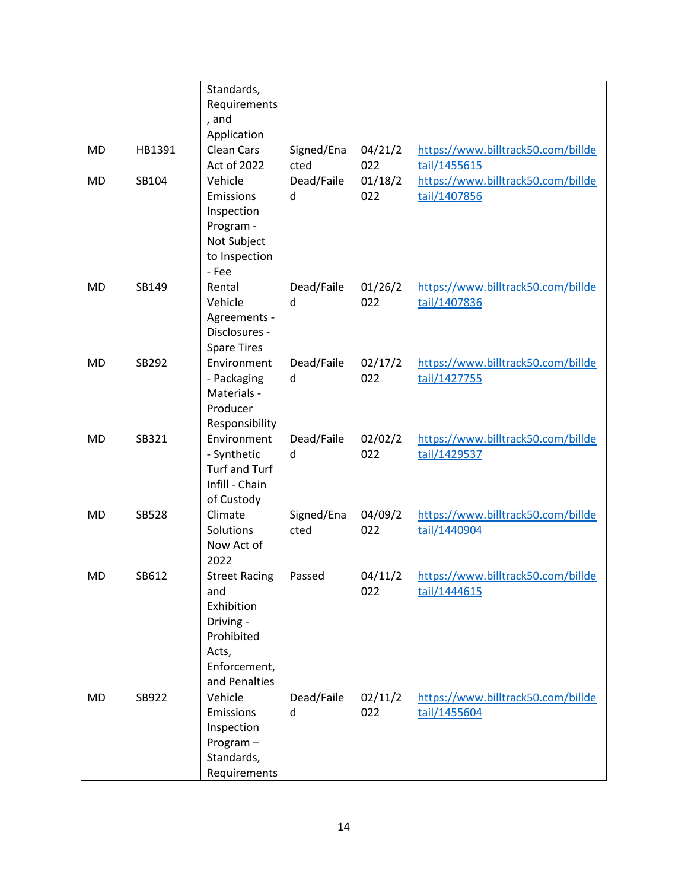| | | Standards, Requirements, and Application | | | |
|---|---|---|---|---|---|
| MD | HB1391 | Clean Cars Act of 2022 | Signed/Enacted | 04/21/2022 | https://www.billtrack50.com/billdetail/1455615 |
| MD | SB104 | Vehicle Emissions Inspection Program - Not Subject to Inspection - Fee | Dead/Failed | 01/18/2022 | https://www.billtrack50.com/billdetail/1407856 |
| MD | SB149 | Rental Vehicle Agreements - Disclosures - Spare Tires | Dead/Failed | 01/26/2022 | https://www.billtrack50.com/billdetail/1407836 |
| MD | SB292 | Environment - Packaging Materials - Producer Responsibility | Dead/Failed | 02/17/2022 | https://www.billtrack50.com/billdetail/1427755 |
| MD | SB321 | Environment - Synthetic Turf and Turf Infill - Chain of Custody | Dead/Failed | 02/02/2022 | https://www.billtrack50.com/billdetail/1429537 |
| MD | SB528 | Climate Solutions Now Act of 2022 | Signed/Enacted | 04/09/2022 | https://www.billtrack50.com/billdetail/1440904 |
| MD | SB612 | Street Racing and Exhibition Driving - Prohibited Acts, Enforcement, and Penalties | Passed | 04/11/2022 | https://www.billtrack50.com/billdetail/1444615 |
| MD | SB922 | Vehicle Emissions Inspection Program – Standards, Requirements | Dead/Failed | 02/11/2022 | https://www.billtrack50.com/billdetail/1455604 |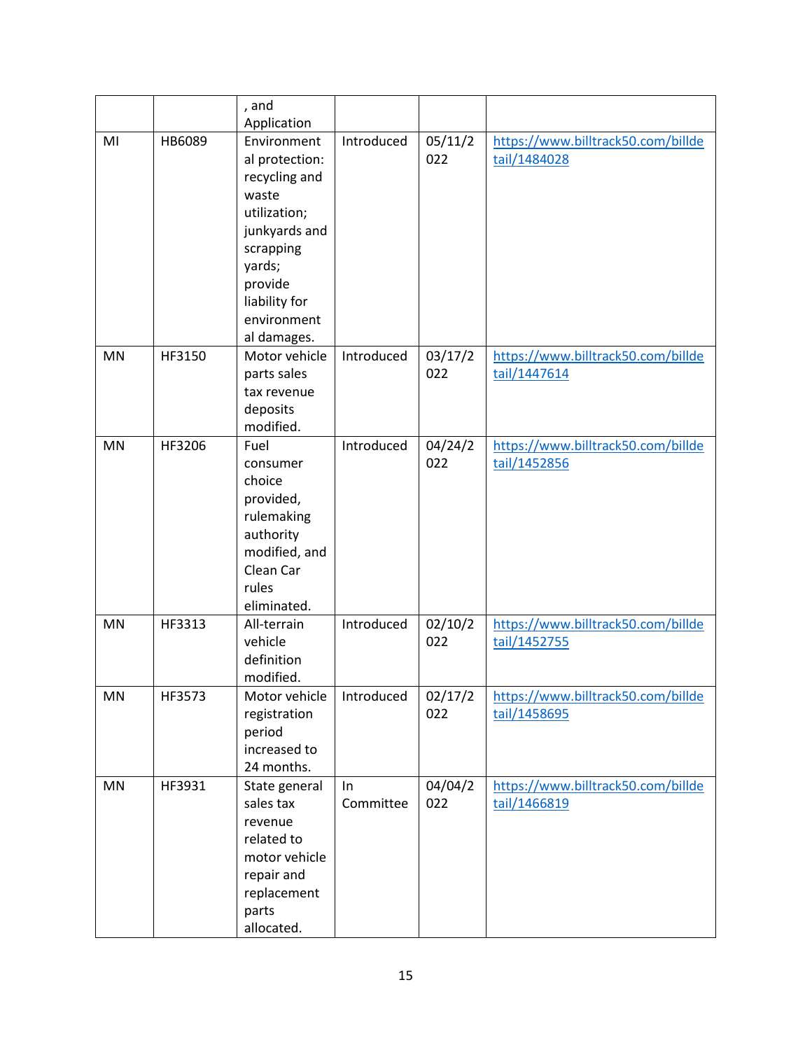| | | , and Application | | | |
|---|---|---|---|---|---|
| MI | HB6089 | Environmental protection: recycling and waste utilization; junkyards and scrapping yards; provide liability for environmental damages. | Introduced | 05/11/2022 | https://www.billtrack50.com/billdetail/1484028 |
| MN | HF3150 | Motor vehicle parts sales tax revenue deposits modified. | Introduced | 03/17/2022 | https://www.billtrack50.com/billdetail/1447614 |
| MN | HF3206 | Fuel consumer choice provided, rulemaking authority modified, and Clean Car rules eliminated. | Introduced | 04/24/2022 | https://www.billtrack50.com/billdetail/1452856 |
| MN | HF3313 | All-terrain vehicle definition modified. | Introduced | 02/10/2022 | https://www.billtrack50.com/billdetail/1452755 |
| MN | HF3573 | Motor vehicle registration period increased to 24 months. | Introduced | 02/17/2022 | https://www.billtrack50.com/billdetail/1458695 |
| MN | HF3931 | State general sales tax revenue related to motor vehicle repair and replacement parts allocated. | In Committee | 04/04/2022 | https://www.billtrack50.com/billdetail/1466819 |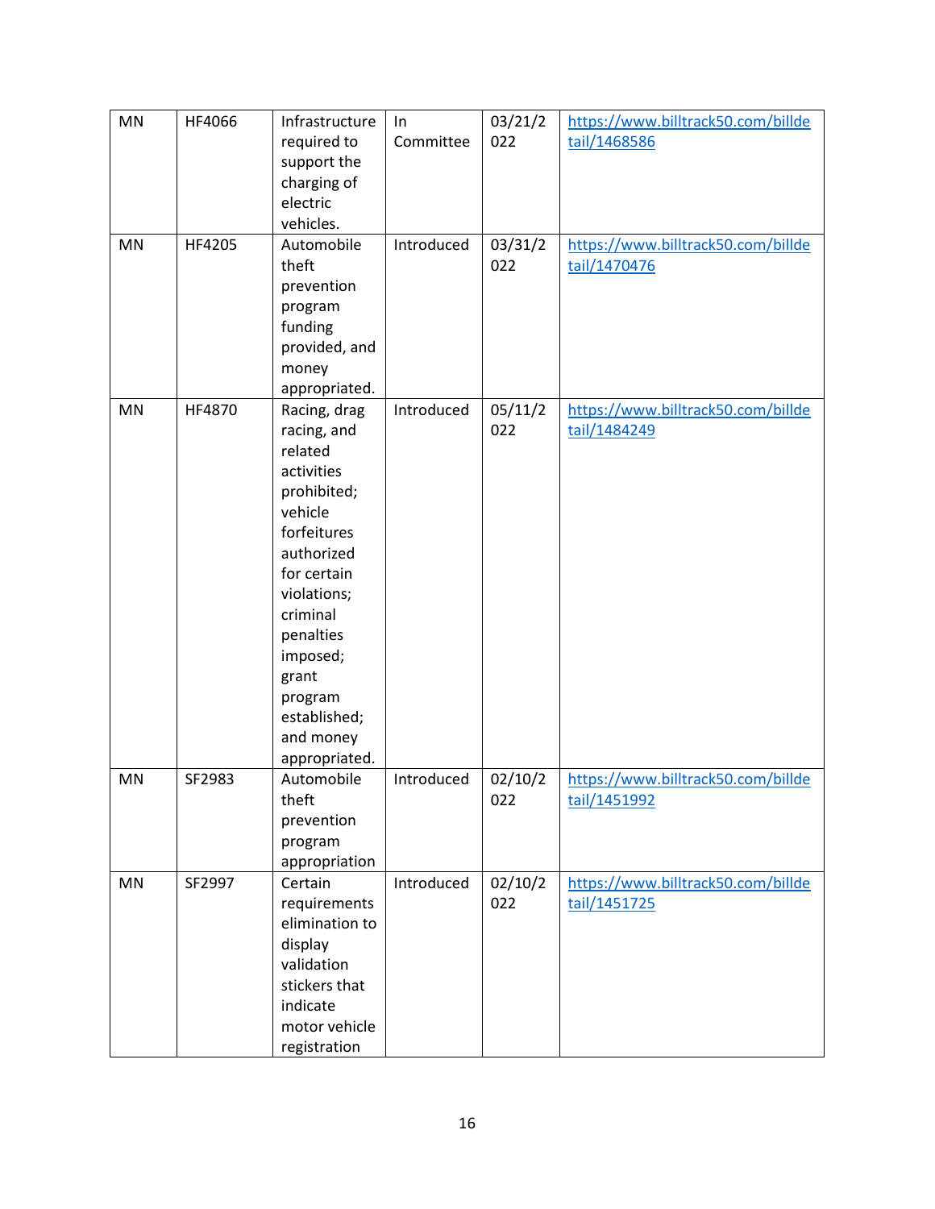| MN | HF4066 | Infrastructure required to support the charging of electric vehicles. | In Committee | 03/21/2022 | https://www.billtrack50.com/billdetail/1468586 |
|---|---|---|---|---|---|
| MN | HF4205 | Automobile theft prevention program funding provided, and money appropriated. | Introduced | 03/31/2022 | https://www.billtrack50.com/billdetail/1470476 |
| MN | HF4870 | Racing, drag racing, and related activities prohibited; vehicle forfeitures authorized for certain violations; criminal penalties imposed; grant program established; and money appropriated. | Introduced | 05/11/2022 | https://www.billtrack50.com/billdetail/1484249 |
| MN | SF2983 | Automobile theft prevention program appropriation | Introduced | 02/10/2022 | https://www.billtrack50.com/billdetail/1451992 |
| MN | SF2997 | Certain requirements elimination to display validation stickers that indicate motor vehicle registration | Introduced | 02/10/2022 | https://www.billtrack50.com/billdetail/1451725 |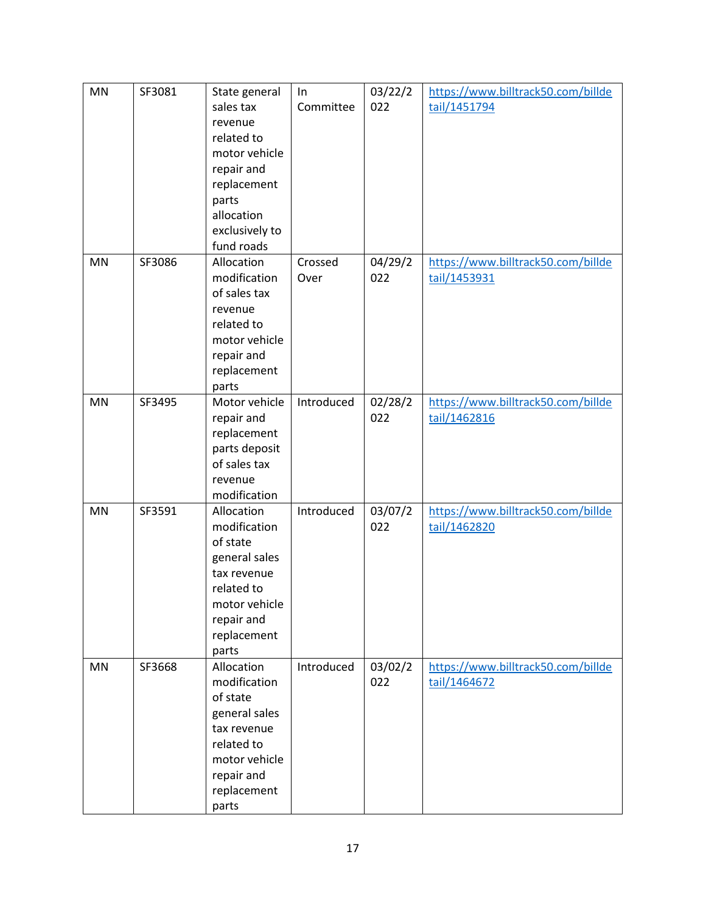| MN | SF3081 | State general sales tax revenue related to motor vehicle repair and replacement parts allocation exclusively to fund roads | In Committee | 03/22/2022 | https://www.billtrack50.com/billdetail/1451794 |
|---|---|---|---|---|---|
| MN | SF3086 | Allocation modification of sales tax revenue related to motor vehicle repair and replacement parts | Crossed Over | 04/29/2022 | https://www.billtrack50.com/billdetail/1453931 |
| MN | SF3495 | Motor vehicle repair and replacement parts deposit of sales tax revenue modification | Introduced | 02/28/2022 | https://www.billtrack50.com/billdetail/1462816 |
| MN | SF3591 | Allocation modification of state general sales tax revenue related to motor vehicle repair and replacement parts | Introduced | 03/07/2022 | https://www.billtrack50.com/billdetail/1462820 |
| MN | SF3668 | Allocation modification of state general sales tax revenue related to motor vehicle repair and replacement parts | Introduced | 03/02/2022 | https://www.billtrack50.com/billdetail/1464672 |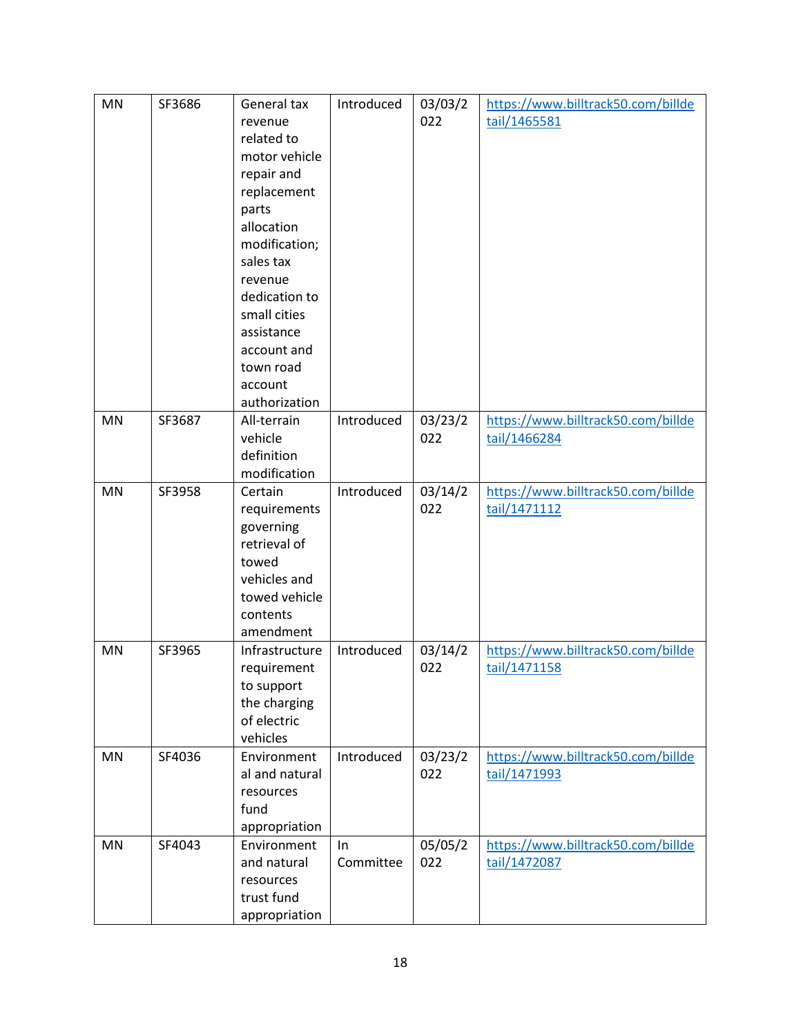| MN | SF3686 | General tax revenue related to motor vehicle repair and replacement parts allocation modification; sales tax revenue dedication to small cities assistance account and town road account authorization | Introduced | 03/03/2022 | https://www.billtrack50.com/billdetail/1465581 |
|---|---|---|---|---|---|
| MN | SF3687 | All-terrain vehicle definition modification | Introduced | 03/23/2022 | https://www.billtrack50.com/billdetail/1466284 |
| MN | SF3958 | Certain requirements governing retrieval of towed vehicles and towed vehicle contents amendment | Introduced | 03/14/2022 | https://www.billtrack50.com/billdetail/1471112 |
| MN | SF3965 | Infrastructure requirement to support the charging of electric vehicles | Introduced | 03/14/2022 | https://www.billtrack50.com/billdetail/1471158 |
| MN | SF4036 | Environmental and natural resources fund appropriation | Introduced | 03/23/2022 | https://www.billtrack50.com/billdetail/1471993 |
| MN | SF4043 | Environment and natural resources trust fund appropriation | In Committee | 05/05/2022 | https://www.billtrack50.com/billdetail/1472087 |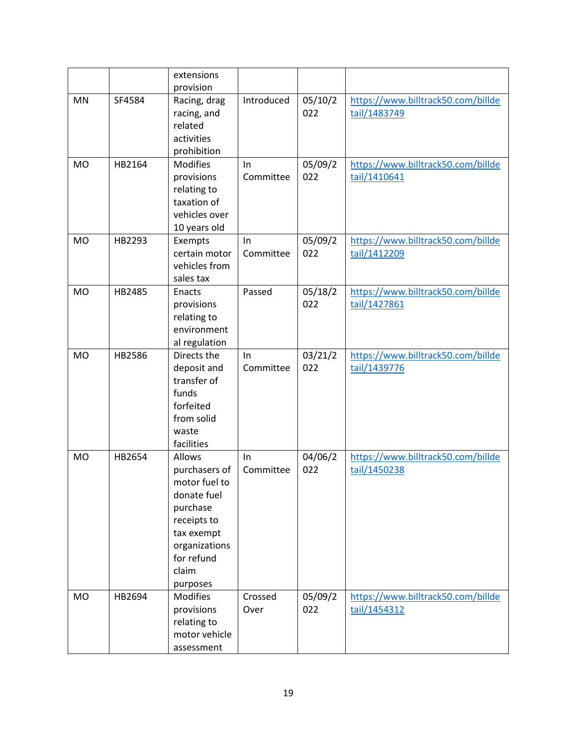|  |  | extensions provision |  |  |  |
|---|---|---|---|---|---|
| MN | SF4584 | Racing, drag racing, and related activities prohibition | Introduced | 05/10/2022 | https://www.billtrack50.com/billdetail/1483749 |
| MO | HB2164 | Modifies provisions relating to taxation of vehicles over 10 years old | In Committee | 05/09/2022 | https://www.billtrack50.com/billdetail/1410641 |
| MO | HB2293 | Exempts certain motor vehicles from sales tax | In Committee | 05/09/2022 | https://www.billtrack50.com/billdetail/1412209 |
| MO | HB2485 | Enacts provisions relating to environmental regulation | Passed | 05/18/2022 | https://www.billtrack50.com/billdetail/1427861 |
| MO | HB2586 | Directs the deposit and transfer of funds forfeited from solid waste facilities | In Committee | 03/21/2022 | https://www.billtrack50.com/billdetail/1439776 |
| MO | HB2654 | Allows purchasers of motor fuel to donate fuel purchase receipts to tax exempt organizations for refund claim purposes | In Committee | 04/06/2022 | https://www.billtrack50.com/billdetail/1450238 |
| MO | HB2694 | Modifies provisions relating to motor vehicle assessment | Crossed Over | 05/09/2022 | https://www.billtrack50.com/billdetail/1454312 |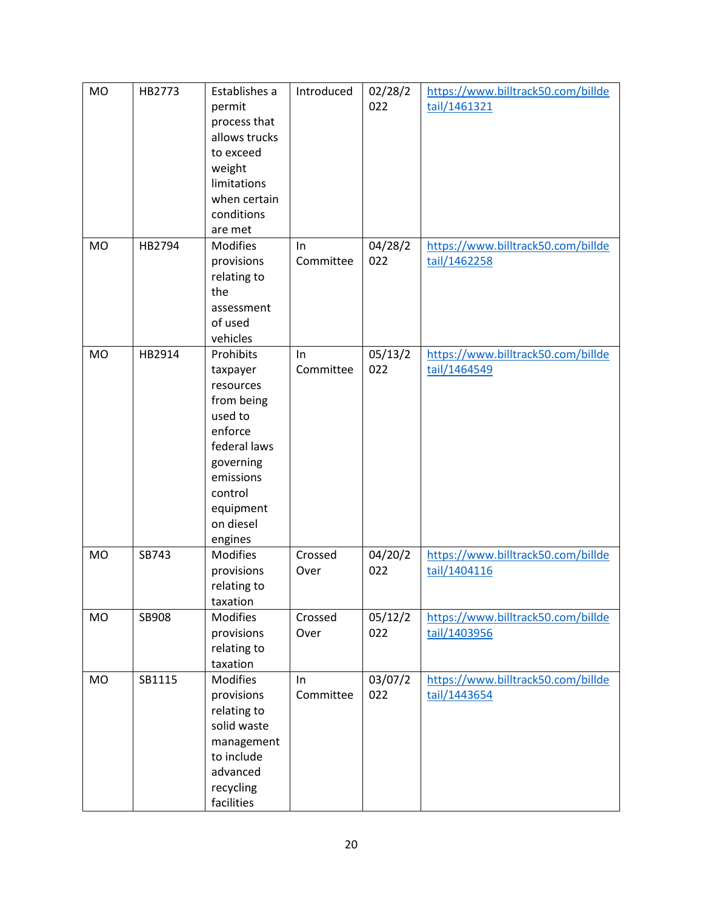| MO | HB2773 | Establishes a permit process that allows trucks to exceed weight limitations when certain conditions are met | Introduced | 02/28/2022 | https://www.billtrack50.com/billdetail/1461321 |
|---|---|---|---|---|---|
| MO | HB2794 | Modifies provisions relating to the assessment of used vehicles | In Committee | 04/28/2022 | https://www.billtrack50.com/billdetail/1462258 |
| MO | HB2914 | Prohibits taxpayer resources from being used to enforce federal laws governing emissions control equipment on diesel engines | In Committee | 05/13/2022 | https://www.billtrack50.com/billdetail/1464549 |
| MO | SB743 | Modifies provisions relating to taxation | Crossed Over | 04/20/2022 | https://www.billtrack50.com/billdetail/1404116 |
| MO | SB908 | Modifies provisions relating to taxation | Crossed Over | 05/12/2022 | https://www.billtrack50.com/billdetail/1403956 |
| MO | SB1115 | Modifies provisions relating to solid waste management to include advanced recycling facilities | In Committee | 03/07/2022 | https://www.billtrack50.com/billdetail/1443654 |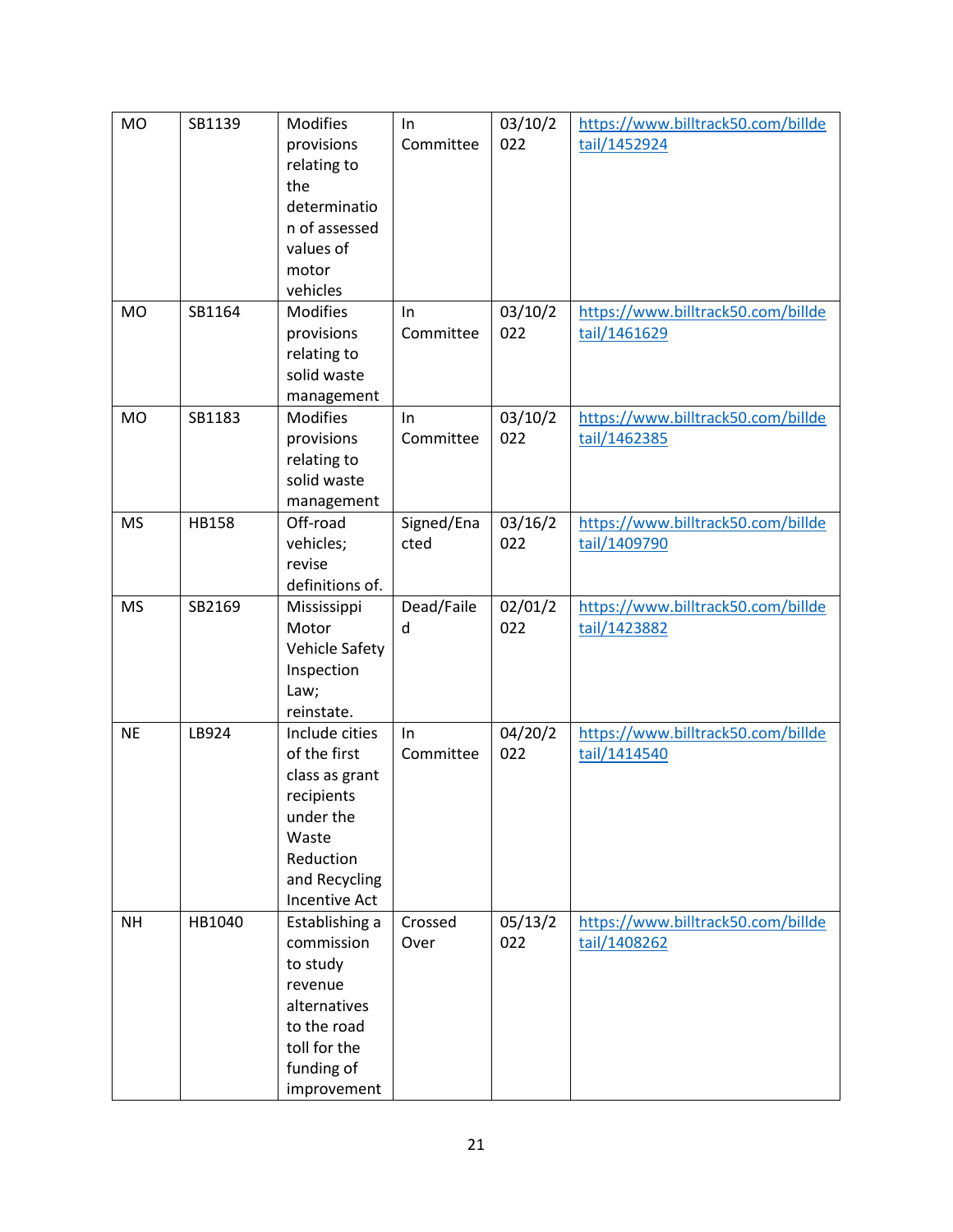| MO | SB1139 | Modifies provisions relating to the determination of assessed values of motor vehicles | In Committee | 03/10/2022 | https://www.billtrack50.com/billdetail/1452924 |
|---|---|---|---|---|---|
| MO | SB1164 | Modifies provisions relating to solid waste management | In Committee | 03/10/2022 | https://www.billtrack50.com/billdetail/1461629 |
| MO | SB1183 | Modifies provisions relating to solid waste management | In Committee | 03/10/2022 | https://www.billtrack50.com/billdetail/1462385 |
| MS | HB158 | Off-road vehicles; revise definitions of. | Signed/Enacted | 03/16/2022 | https://www.billtrack50.com/billdetail/1409790 |
| MS | SB2169 | Mississippi Motor Vehicle Safety Inspection Law; reinstate. | Dead/Failed | 02/01/2022 | https://www.billtrack50.com/billdetail/1423882 |
| NE | LB924 | Include cities of the first class as grant recipients under the Waste Reduction and Recycling Incentive Act | In Committee | 04/20/2022 | https://www.billtrack50.com/billdetail/1414540 |
| NH | HB1040 | Establishing a commission to study revenue alternatives to the road toll for the funding of improvement | Crossed Over | 05/13/2022 | https://www.billtrack50.com/billdetail/1408262 |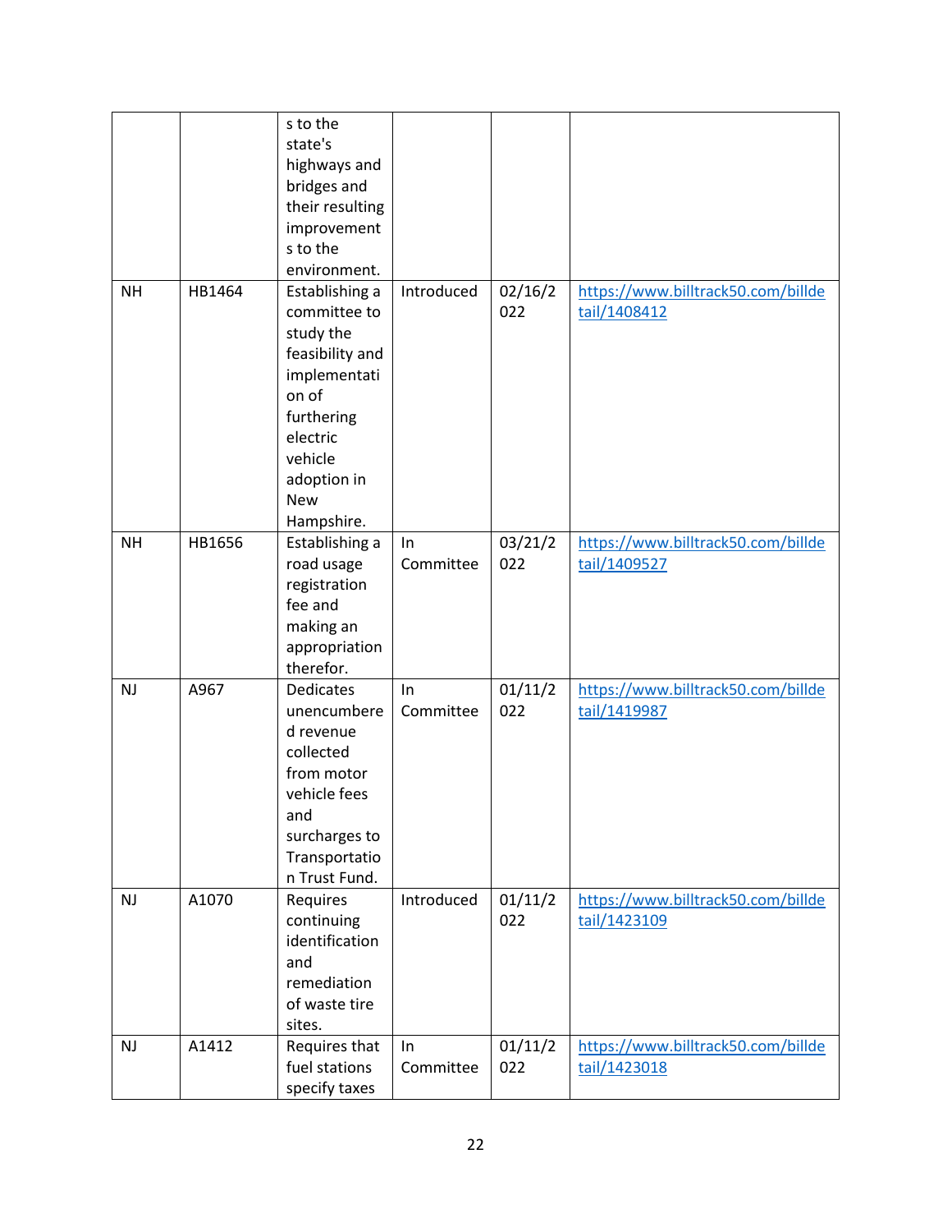| | | s to the state's highways and bridges and their resulting improvements to the environment. | | | |
|---|---|---|---|---|---|
| NH | HB1464 | Establishing a committee to study the feasibility and implementation of furthering electric vehicle adoption in New Hampshire. | Introduced | 02/16/2022 | https://www.billtrack50.com/billdetail/1408412 |
| NH | HB1656 | Establishing a road usage registration fee and making an appropriation therefor. | In Committee | 03/21/2022 | https://www.billtrack50.com/billdetail/1409527 |
| NJ | A967 | Dedicates unencumbered revenue collected from motor vehicle fees and surcharges to Transportation Trust Fund. | In Committee | 01/11/2022 | https://www.billtrack50.com/billdetail/1419987 |
| NJ | A1070 | Requires continuing identification and remediation of waste tire sites. | Introduced | 01/11/2022 | https://www.billtrack50.com/billdetail/1423109 |
| NJ | A1412 | Requires that fuel stations specify taxes | In Committee | 01/11/2022 | https://www.billtrack50.com/billdetail/1423018 |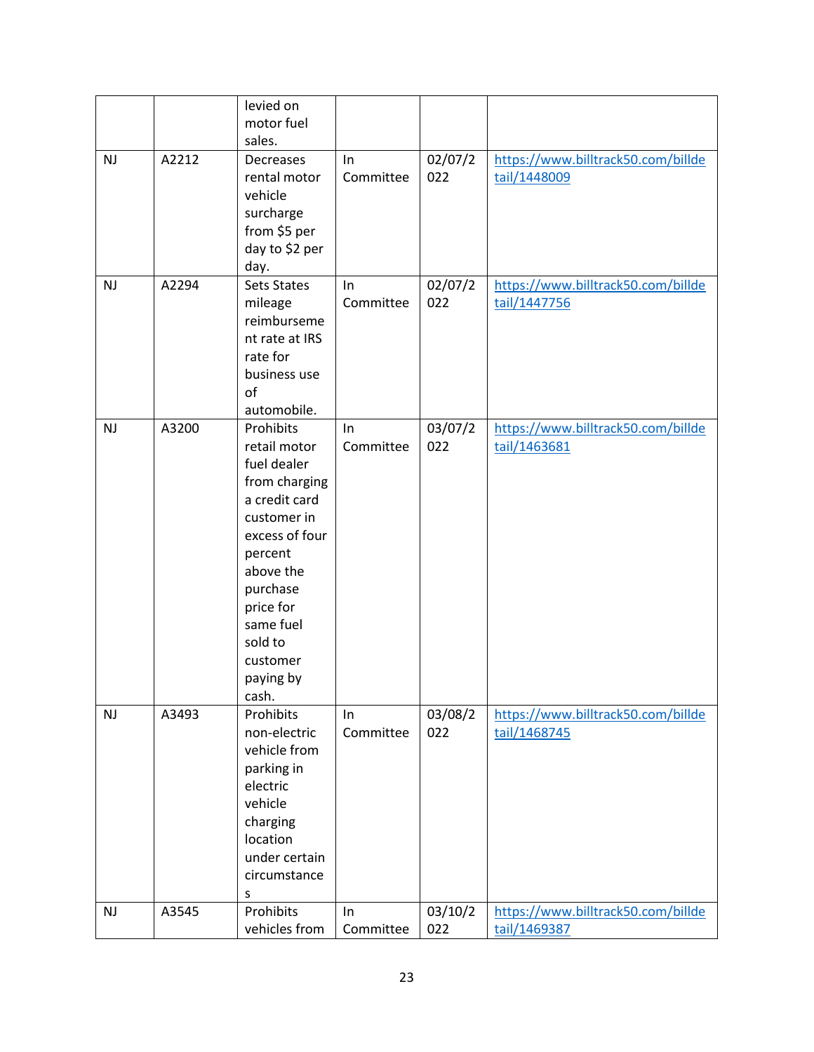|  |  |  |  |  |  |
| --- | --- | --- | --- | --- | --- |
|  |  | levied on motor fuel sales. |  |  |  |
| NJ | A2212 | Decreases rental motor vehicle surcharge from $5 per day to $2 per day. | In Committee | 02/07/2022 | https://www.billtrack50.com/billdetail/1448009 |
| NJ | A2294 | Sets States mileage reimbursement rate at IRS rate for business use of automobile. | In Committee | 02/07/2022 | https://www.billtrack50.com/billdetail/1447756 |
| NJ | A3200 | Prohibits retail motor fuel dealer from charging a credit card customer in excess of four percent above the purchase price for same fuel sold to customer paying by cash. | In Committee | 03/07/2022 | https://www.billtrack50.com/billdetail/1463681 |
| NJ | A3493 | Prohibits non-electric vehicle from parking in electric vehicle charging location under certain circumstances | In Committee | 03/08/2022 | https://www.billtrack50.com/billdetail/1468745 |
| NJ | A3545 | Prohibits vehicles from | In Committee | 03/10/2022 | https://www.billtrack50.com/billdetail/1469387 |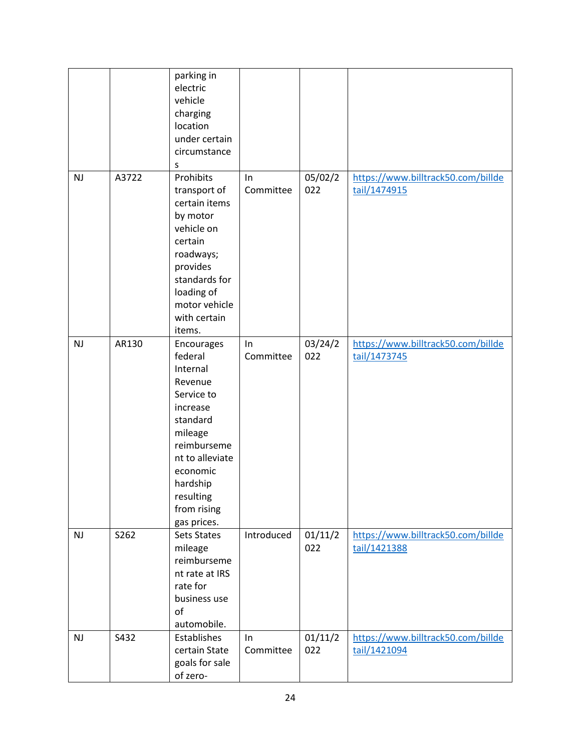| | | | | | |
|---|---|---|---|---|---|
| | | parking in electric vehicle charging location under certain circumstances | | | |
| NJ | A3722 | Prohibits transport of certain items by motor vehicle on certain roadways; provides standards for loading of motor vehicle with certain items. | In Committee | 05/02/2022 | https://www.billtrack50.com/billdetail/1474915 |
| NJ | AR130 | Encourages federal Internal Revenue Service to increase standard mileage reimbursement to alleviate economic hardship resulting from rising gas prices. | In Committee | 03/24/2022 | https://www.billtrack50.com/billdetail/1473745 |
| NJ | S262 | Sets States mileage reimbursement rate at IRS rate for business use of automobile. | Introduced | 01/11/2022 | https://www.billtrack50.com/billdetail/1421388 |
| NJ | S432 | Establishes certain State goals for sale of zero- | In Committee | 01/11/2022 | https://www.billtrack50.com/billdetail/1421094 |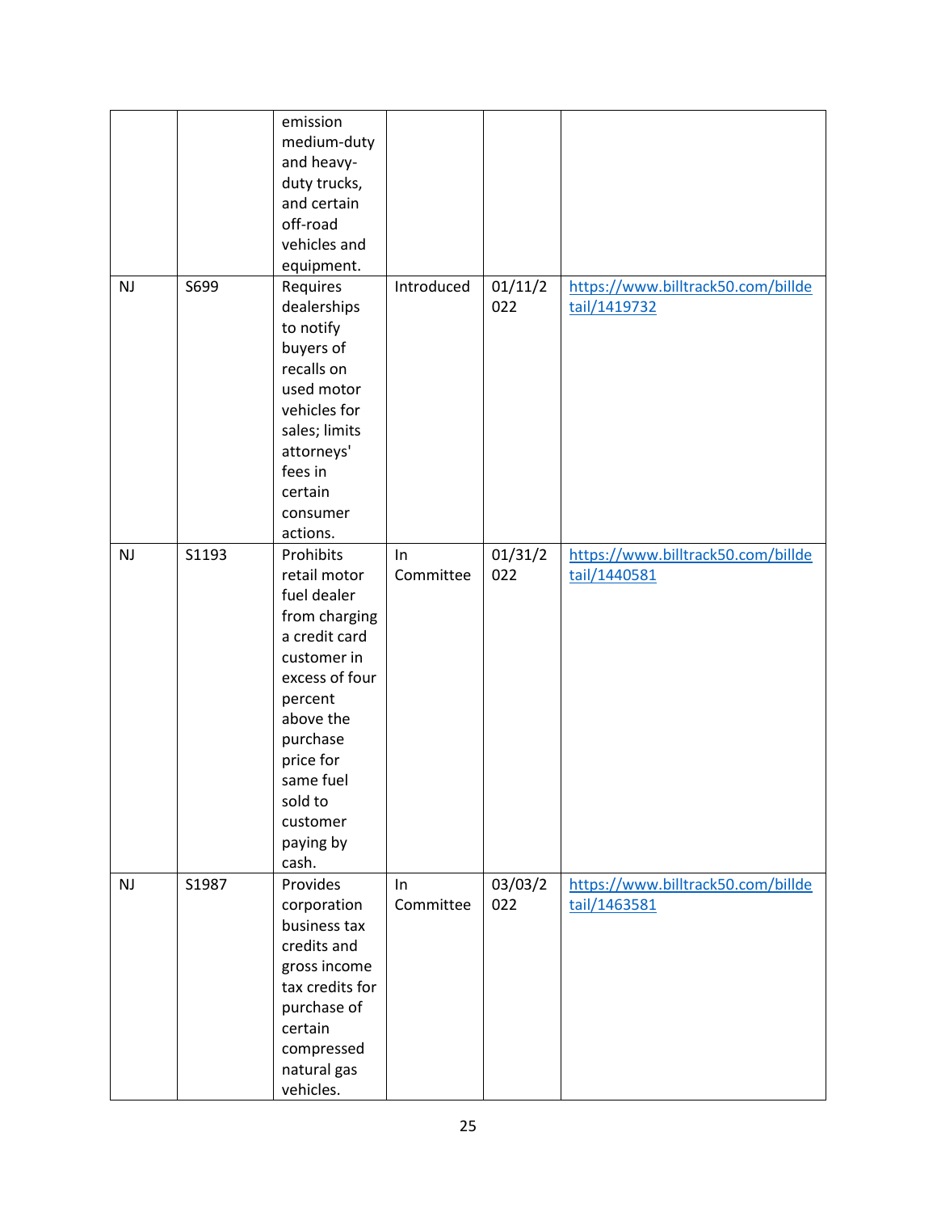| | | emission medium-duty and heavy-duty trucks, and certain off-road vehicles and equipment. | | | |
|---|---|---|---|---|---|
| NJ | S699 | Requires dealerships to notify buyers of recalls on used motor vehicles for sales; limits attorneys' fees in certain consumer actions. | Introduced | 01/11/2022 | https://www.billtrack50.com/billdetail/1419732 |
| NJ | S1193 | Prohibits retail motor fuel dealer from charging a credit card customer in excess of four percent above the purchase price for same fuel sold to customer paying by cash. | In Committee | 01/31/2022 | https://www.billtrack50.com/billdetail/1440581 |
| NJ | S1987 | Provides corporation business tax credits and gross income tax credits for purchase of certain compressed natural gas vehicles. | In Committee | 03/03/2022 | https://www.billtrack50.com/billdetail/1463581 |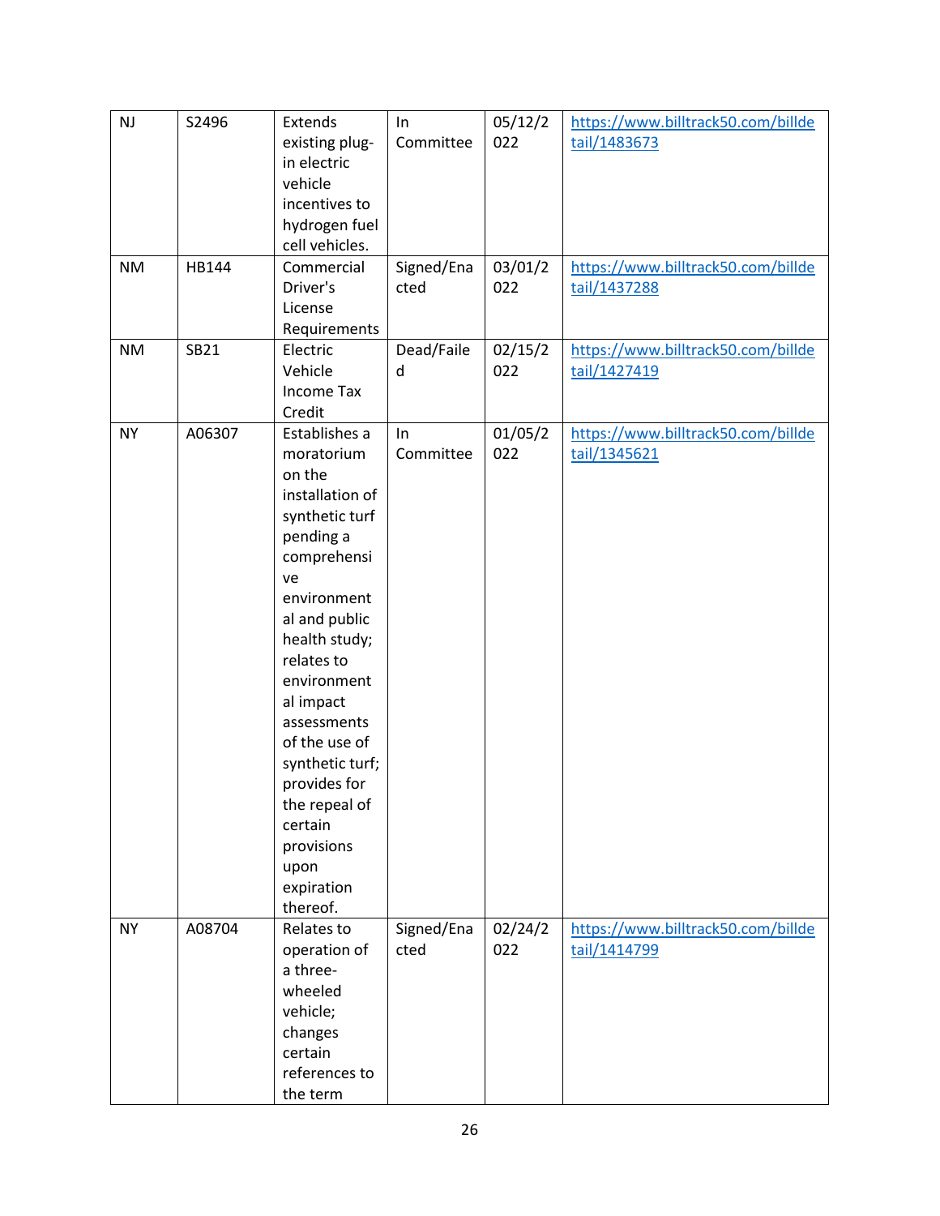| NJ | S2496 | Extends existing plug-in electric vehicle incentives to hydrogen fuel cell vehicles. | In Committee | 05/12/2022 | https://www.billtrack50.com/billdetail/1483673 |
|---|---|---|---|---|---|
| NM | HB144 | Commercial Driver's License Requirements | Signed/Enacted | 03/01/2022 | https://www.billtrack50.com/billdetail/1437288 |
| NM | SB21 | Electric Vehicle Income Tax Credit | Dead/Failed | 02/15/2022 | https://www.billtrack50.com/billdetail/1427419 |
| NY | A06307 | Establishes a moratorium on the installation of synthetic turf pending a comprehensive environmental and public health study; relates to environmental impact assessments of the use of synthetic turf; provides for the repeal of certain provisions upon expiration thereof. | In Committee | 01/05/2022 | https://www.billtrack50.com/billdetail/1345621 |
| NY | A08704 | Relates to operation of a three-wheeled vehicle; changes certain references to the term | Signed/Enacted | 02/24/2022 | https://www.billtrack50.com/billdetail/1414799 |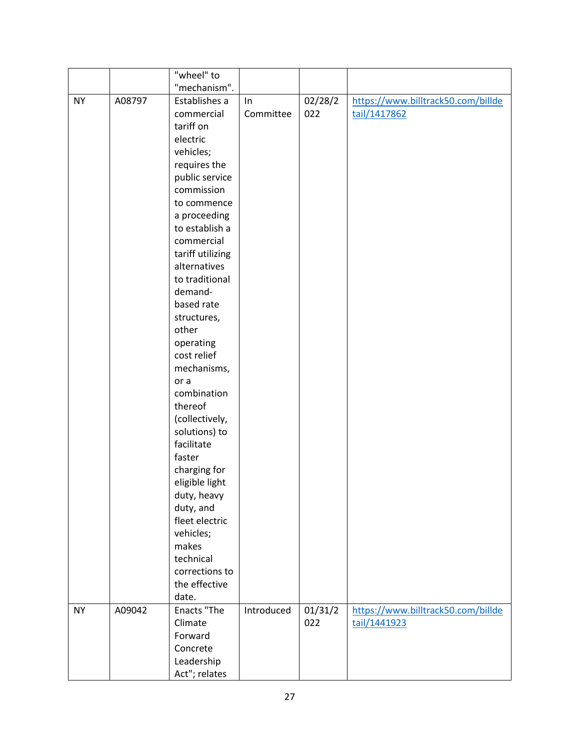| | | "wheel" to "mechanism". | | | |
|---|---|---|---|---|---|
| NY | A08797 | Establishes a commercial tariff on electric vehicles; requires the public service commission to commence a proceeding to establish a commercial tariff utilizing alternatives to traditional demand-based rate structures, other operating cost relief mechanisms, or a combination thereof (collectively, solutions) to facilitate faster charging for eligible light duty, heavy duty, and fleet electric vehicles; makes technical corrections to the effective date. | In Committee | 02/28/2022 | https://www.billtrack50.com/billdetail/1417862 |
| NY | A09042 | Enacts "The Climate Forward Concrete Leadership Act"; relates | Introduced | 01/31/2022 | https://www.billtrack50.com/billdetail/1441923 |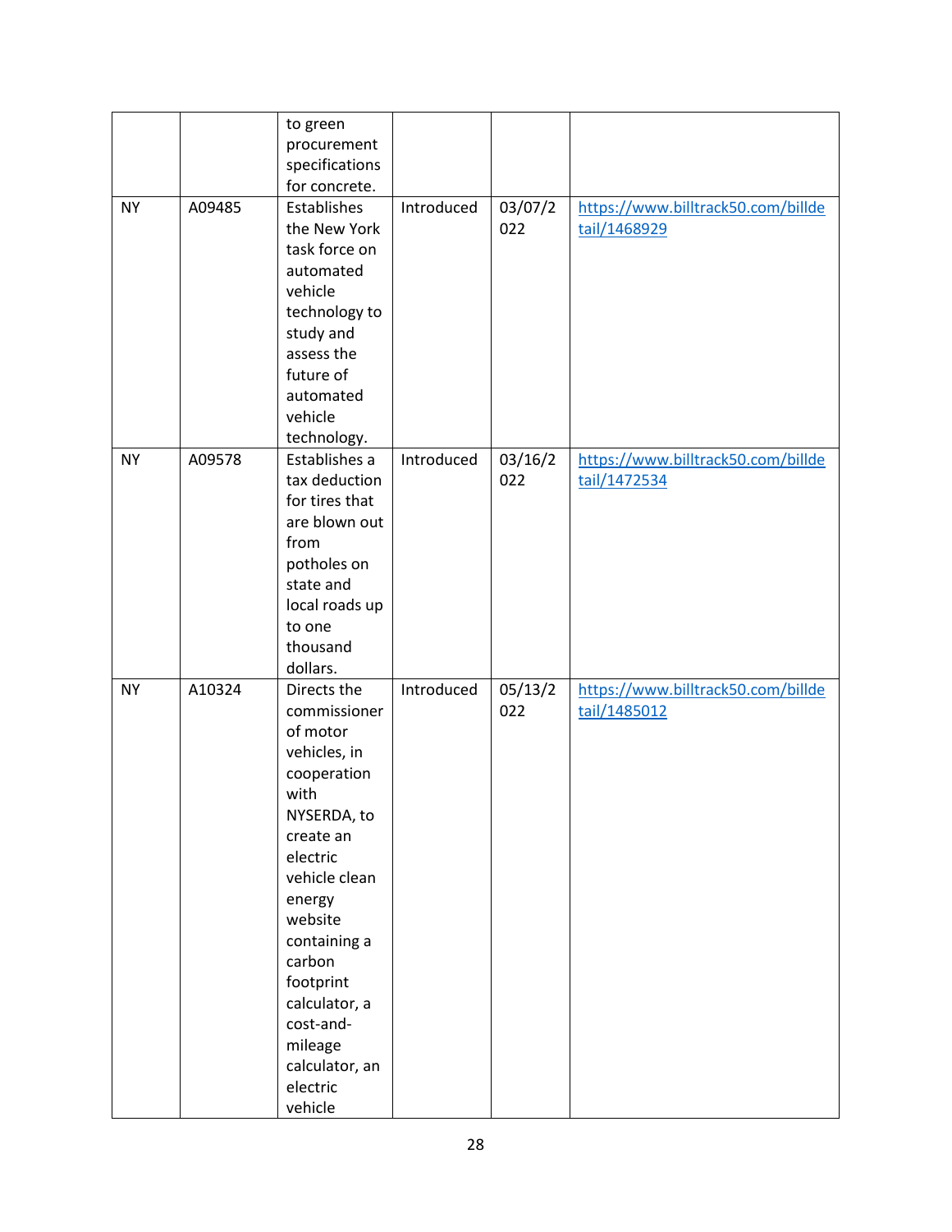| | | | | | |
|---|---|---|---|---|---|
| | | to green procurement specifications for concrete. | | | |
| NY | A09485 | Establishes the New York task force on automated vehicle technology to study and assess the future of automated vehicle technology. | Introduced | 03/07/2022 | https://www.billtrack50.com/billdetail/1468929 |
| NY | A09578 | Establishes a tax deduction for tires that are blown out from potholes on state and local roads up to one thousand dollars. | Introduced | 03/16/2022 | https://www.billtrack50.com/billdetail/1472534 |
| NY | A10324 | Directs the commissioner of motor vehicles, in cooperation with NYSERDA, to create an electric vehicle clean energy website containing a carbon footprint calculator, a cost-and-mileage calculator, an electric vehicle | Introduced | 05/13/2022 | https://www.billtrack50.com/billdetail/1485012 |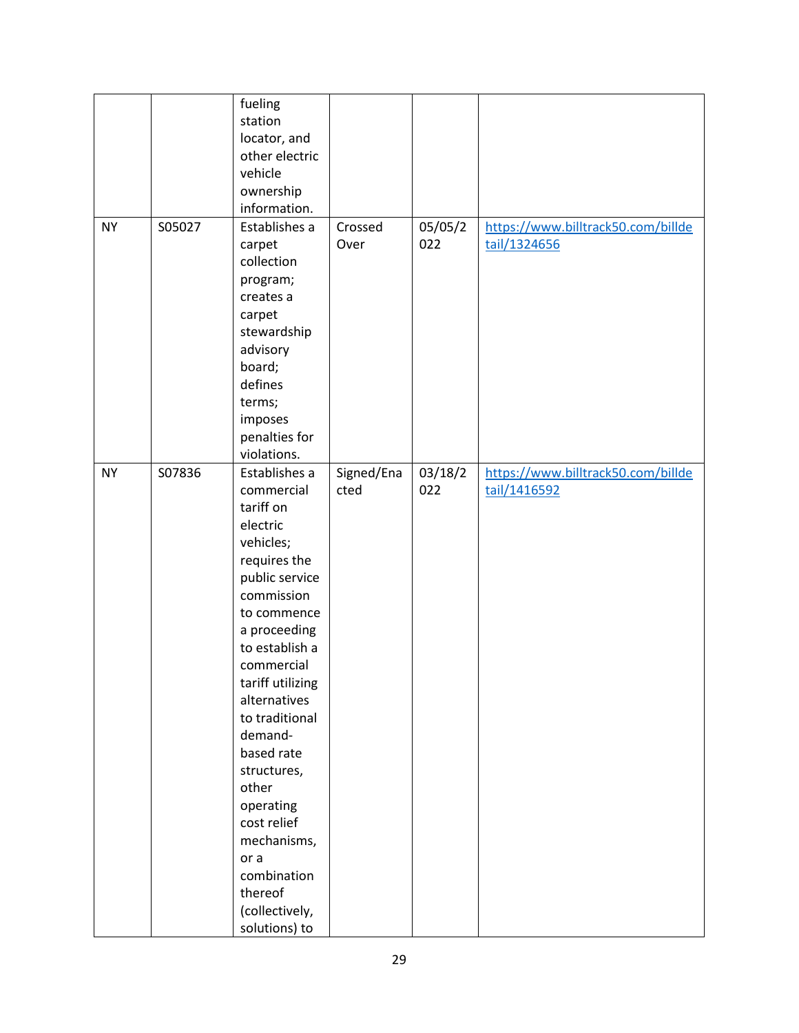| | | | | | |
|---|---|---|---|---|---|
| | | fueling station locator, and other electric vehicle ownership information. | | | |
| NY | S05027 | Establishes a carpet collection program; creates a carpet stewardship advisory board; defines terms; imposes penalties for violations. | Crossed Over | 05/05/2022 | https://www.billtrack50.com/billdetail/1324656 |
| NY | S07836 | Establishes a commercial tariff on electric vehicles; requires the public service commission to commence a proceeding to establish a commercial tariff utilizing alternatives to traditional demand-based rate structures, other operating cost relief mechanisms, or a combination thereof (collectively, solutions) to | Signed/Enacted | 03/18/2022 | https://www.billtrack50.com/billdetail/1416592 |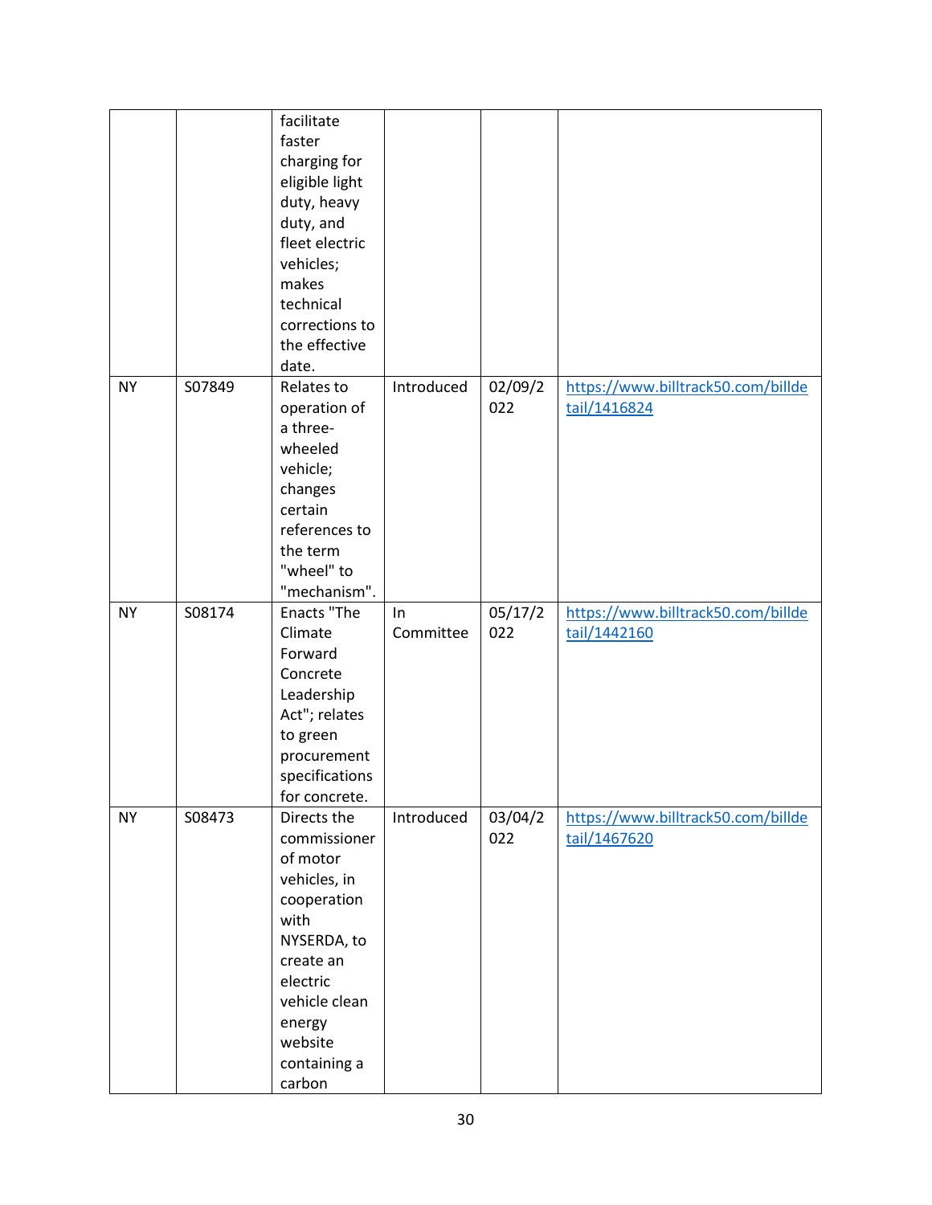| | | facilitate faster charging for eligible light duty, heavy duty, and fleet electric vehicles; makes technical corrections to the effective date. | | | |
|---|---|---|---|---|---|
| NY | S07849 | Relates to operation of a three-wheeled vehicle; changes certain references to the term "wheel" to "mechanism". | Introduced | 02/09/2022 | https://www.billtrack50.com/billdetail/1416824 |
| NY | S08174 | Enacts "The Climate Forward Concrete Leadership Act"; relates to green procurement specifications for concrete. | In Committee | 05/17/2022 | https://www.billtrack50.com/billdetail/1442160 |
| NY | S08473 | Directs the commissioner of motor vehicles, in cooperation with NYSERDA, to create an electric vehicle clean energy website containing a carbon | Introduced | 03/04/2022 | https://www.billtrack50.com/billdetail/1467620 |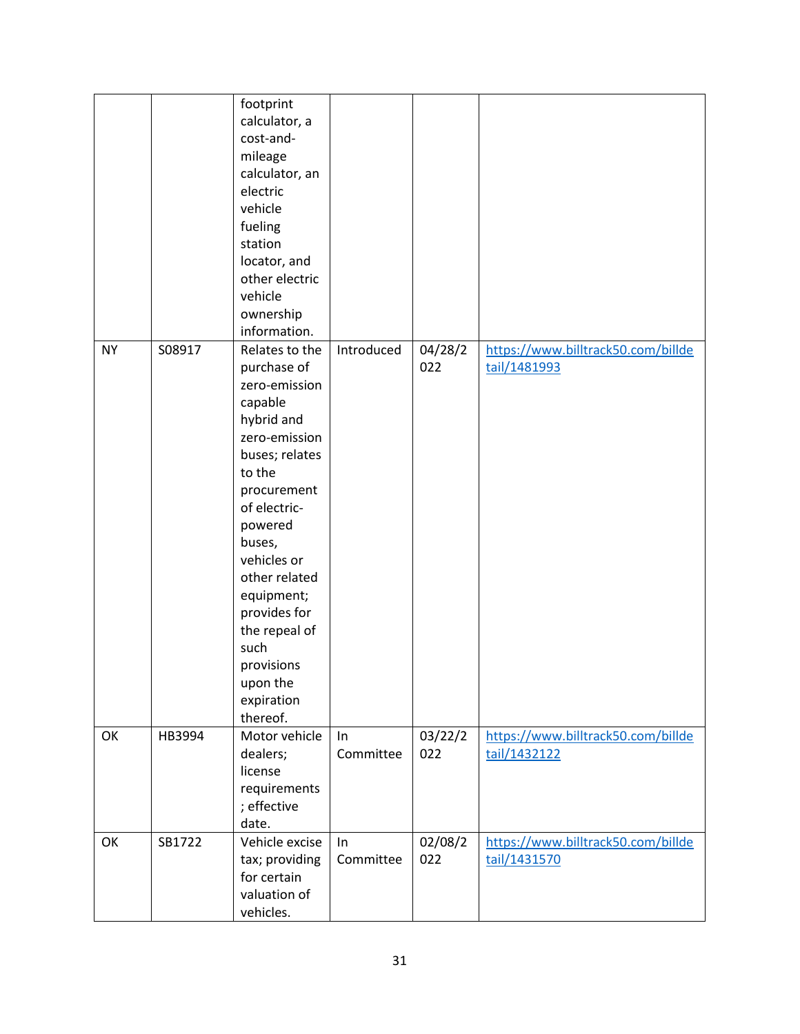| | | footprint calculator, a cost-and-mileage calculator, an electric vehicle fueling station locator, and other electric vehicle ownership information. | | | |
|---|---|---|---|---|---|
| NY | S08917 | Relates to the purchase of zero-emission capable hybrid and zero-emission buses; relates to the procurement of electric-powered buses, vehicles or other related equipment; provides for the repeal of such provisions upon the expiration thereof. | Introduced | 04/28/2022 | https://www.billtrack50.com/billdetail/1481993 |
| OK | HB3994 | Motor vehicle dealers; license requirements; effective date. | In Committee | 03/22/2022 | https://www.billtrack50.com/billdetail/1432122 |
| OK | SB1722 | Vehicle excise tax; providing for certain valuation of vehicles. | In Committee | 02/08/2022 | https://www.billtrack50.com/billdetail/1431570 |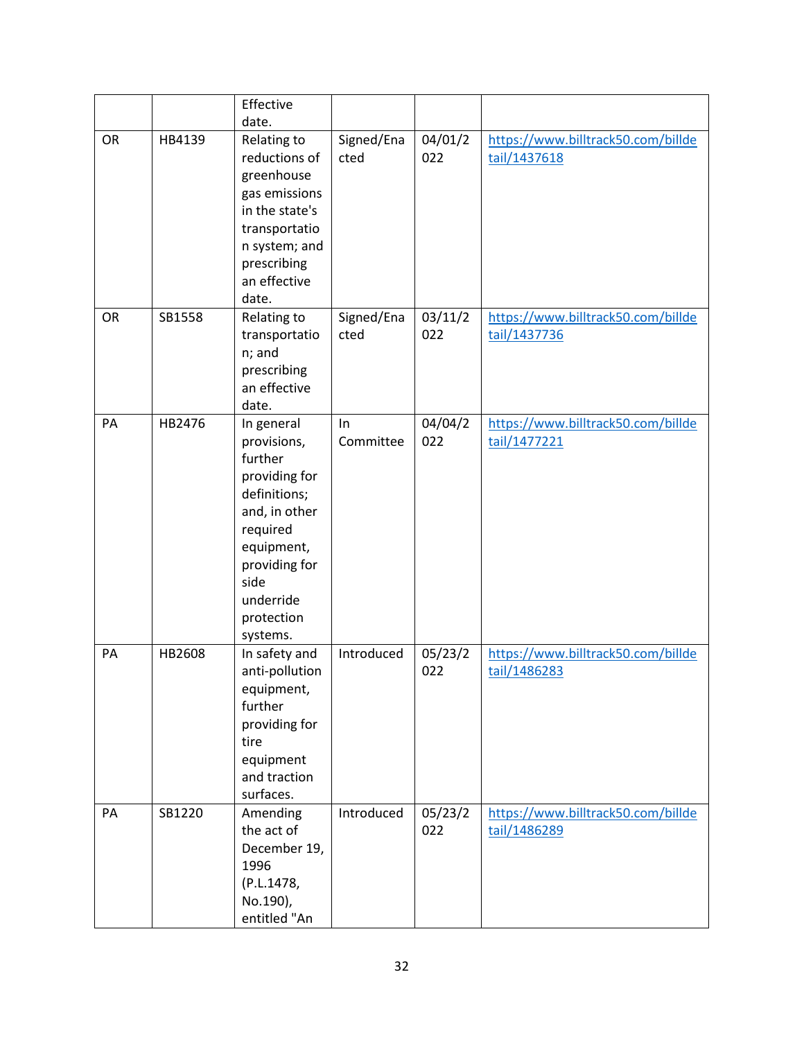| | | Effective date. | | | |
|---|---|---|---|---|---|
| OR | HB4139 | Relating to reductions of greenhouse gas emissions in the state's transportation system; and prescribing an effective date. | Signed/Enacted | 04/01/2022 | https://www.billtrack50.com/billdetail/1437618 |
| OR | SB1558 | Relating to transportation; and prescribing an effective date. | Signed/Enacted | 03/11/2022 | https://www.billtrack50.com/billdetail/1437736 |
| PA | HB2476 | In general provisions, further providing for definitions; and, in other required equipment, providing for side underride protection systems. | In Committee | 04/04/2022 | https://www.billtrack50.com/billdetail/1477221 |
| PA | HB2608 | In safety and anti-pollution equipment, further providing for tire equipment and traction surfaces. | Introduced | 05/23/2022 | https://www.billtrack50.com/billdetail/1486283 |
| PA | SB1220 | Amending the act of December 19, 1996 (P.L.1478, No.190), entitled "An | Introduced | 05/23/2022 | https://www.billtrack50.com/billdetail/1486289 |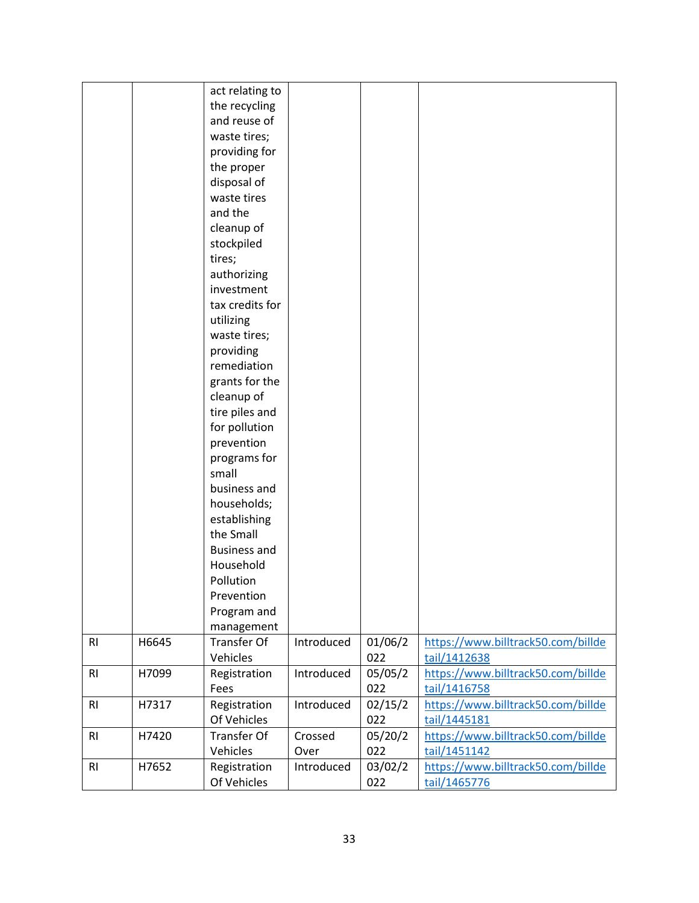|  |  |  |  |  |  |
|---|---|---|---|---|---|
|  |  | act relating to the recycling and reuse of waste tires; providing for the proper disposal of waste tires and the cleanup of stockpiled tires; authorizing investment tax credits for utilizing waste tires; providing remediation grants for the cleanup of tire piles and for pollution prevention programs for small business and households; establishing the Small Business and Household Pollution Prevention Program and management |  |  |  |
| RI | H6645 | Transfer Of Vehicles | Introduced | 01/06/2022 | https://www.billtrack50.com/billdetail/1412638 |
| RI | H7099 | Registration Fees | Introduced | 05/05/2022 | https://www.billtrack50.com/billdetail/1416758 |
| RI | H7317 | Registration Of Vehicles | Introduced | 02/15/2022 | https://www.billtrack50.com/billdetail/1445181 |
| RI | H7420 | Transfer Of Vehicles | Crossed Over | 05/20/2022 | https://www.billtrack50.com/billdetail/1451142 |
| RI | H7652 | Registration Of Vehicles | Introduced | 03/02/2022 | https://www.billtrack50.com/billdetail/1465776 |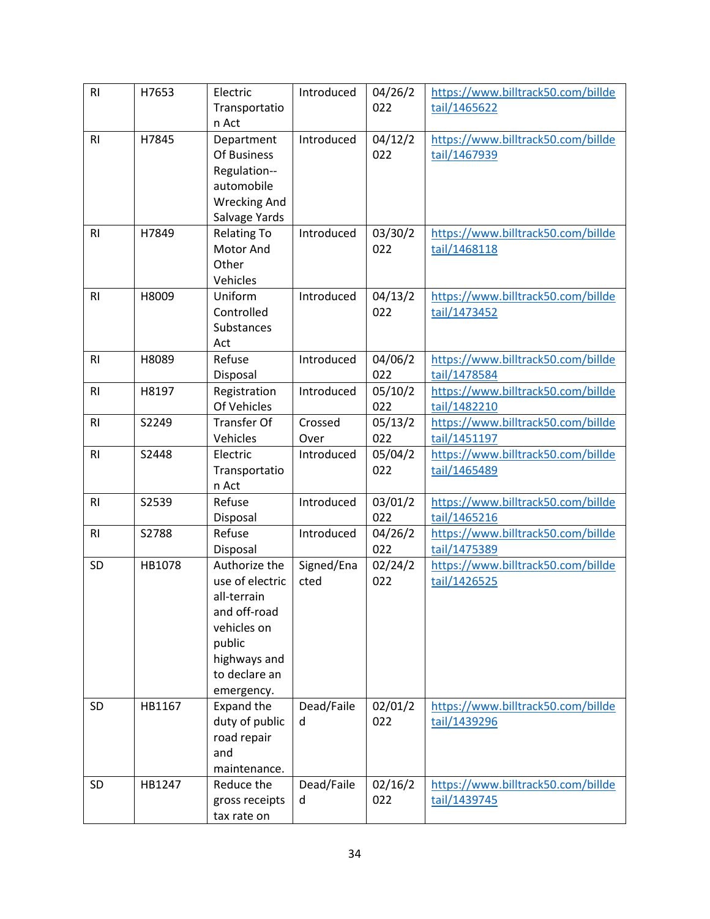| RI | H7653 | Electric Transportation Act | Introduced | 04/26/2022 | https://www.billtrack50.com/billdetail/1465622 |
|---|---|---|---|---|---|
| RI | H7845 | Department Of Business Regulation--automobile Wrecking And Salvage Yards | Introduced | 04/12/2022 | https://www.billtrack50.com/billdetail/1467939 |
| RI | H7849 | Relating To Motor And Other Vehicles | Introduced | 03/30/2022 | https://www.billtrack50.com/billdetail/1468118 |
| RI | H8009 | Uniform Controlled Substances Act | Introduced | 04/13/2022 | https://www.billtrack50.com/billdetail/1473452 |
| RI | H8089 | Refuse Disposal | Introduced | 04/06/2022 | https://www.billtrack50.com/billdetail/1478584 |
| RI | H8197 | Registration Of Vehicles | Introduced | 05/10/2022 | https://www.billtrack50.com/billdetail/1482210 |
| RI | S2249 | Transfer Of Vehicles | Crossed Over | 05/13/2022 | https://www.billtrack50.com/billdetail/1451197 |
| RI | S2448 | Electric Transportation Act | Introduced | 05/04/2022 | https://www.billtrack50.com/billdetail/1465489 |
| RI | S2539 | Refuse Disposal | Introduced | 03/01/2022 | https://www.billtrack50.com/billdetail/1465216 |
| RI | S2788 | Refuse Disposal | Introduced | 04/26/2022 | https://www.billtrack50.com/billdetail/1475389 |
| SD | HB1078 | Authorize the use of electric all-terrain and off-road vehicles on public highways and to declare an emergency. | Signed/Enacted | 02/24/2022 | https://www.billtrack50.com/billdetail/1426525 |
| SD | HB1167 | Expand the duty of public road repair and maintenance. | Dead/Failed | 02/01/2022 | https://www.billtrack50.com/billdetail/1439296 |
| SD | HB1247 | Reduce the gross receipts tax rate on | Dead/Failed | 02/16/2022 | https://www.billtrack50.com/billdetail/1439745 |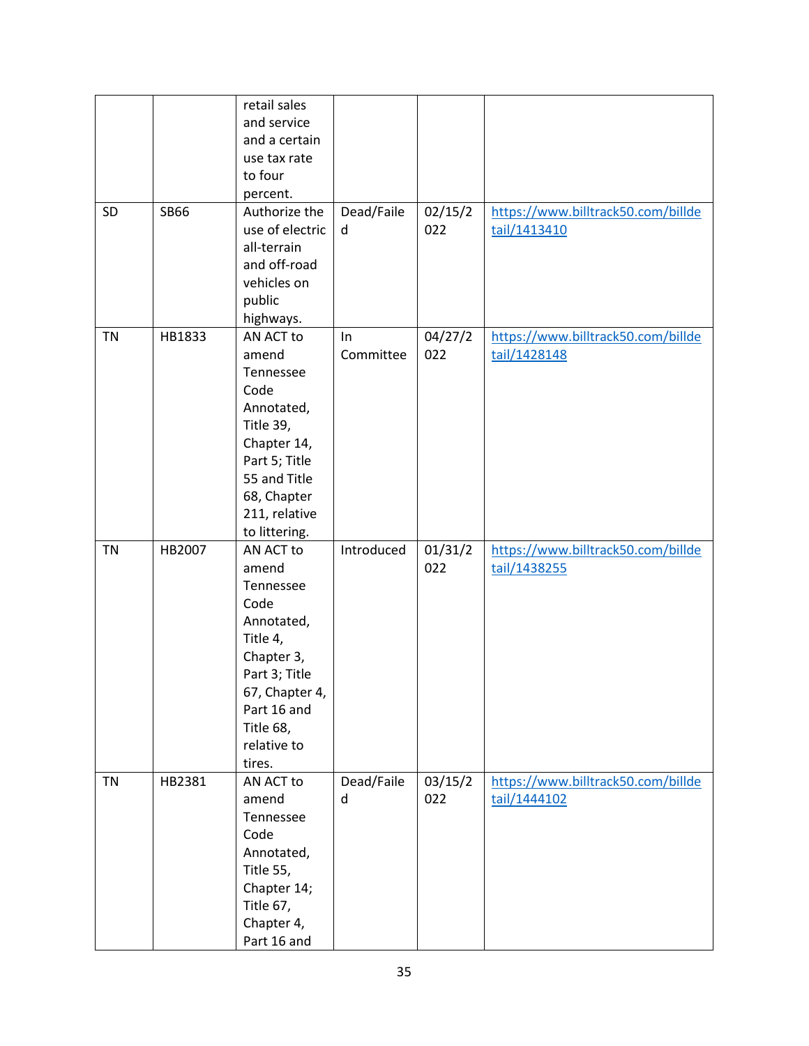| | | | | | |
|---|---|---|---|---|---|
| | | retail sales and service and a certain use tax rate to four percent. | | | |
| SD | SB66 | Authorize the use of electric all-terrain and off-road vehicles on public highways. | Dead/Failed | 02/15/2022 | https://www.billtrack50.com/billdetail/1413410 |
| TN | HB1833 | AN ACT to amend Tennessee Code Annotated, Title 39, Chapter 14, Part 5; Title 55 and Title 68, Chapter 211, relative to littering. | In Committee | 04/27/2022 | https://www.billtrack50.com/billdetail/1428148 |
| TN | HB2007 | AN ACT to amend Tennessee Code Annotated, Title 4, Chapter 3, Part 3; Title 67, Chapter 4, Part 16 and Title 68, relative to tires. | Introduced | 01/31/2022 | https://www.billtrack50.com/billdetail/1438255 |
| TN | HB2381 | AN ACT to amend Tennessee Code Annotated, Title 55, Chapter 14; Title 67, Chapter 4, Part 16 and | Dead/Failed | 03/15/2022 | https://www.billtrack50.com/billdetail/1444102 |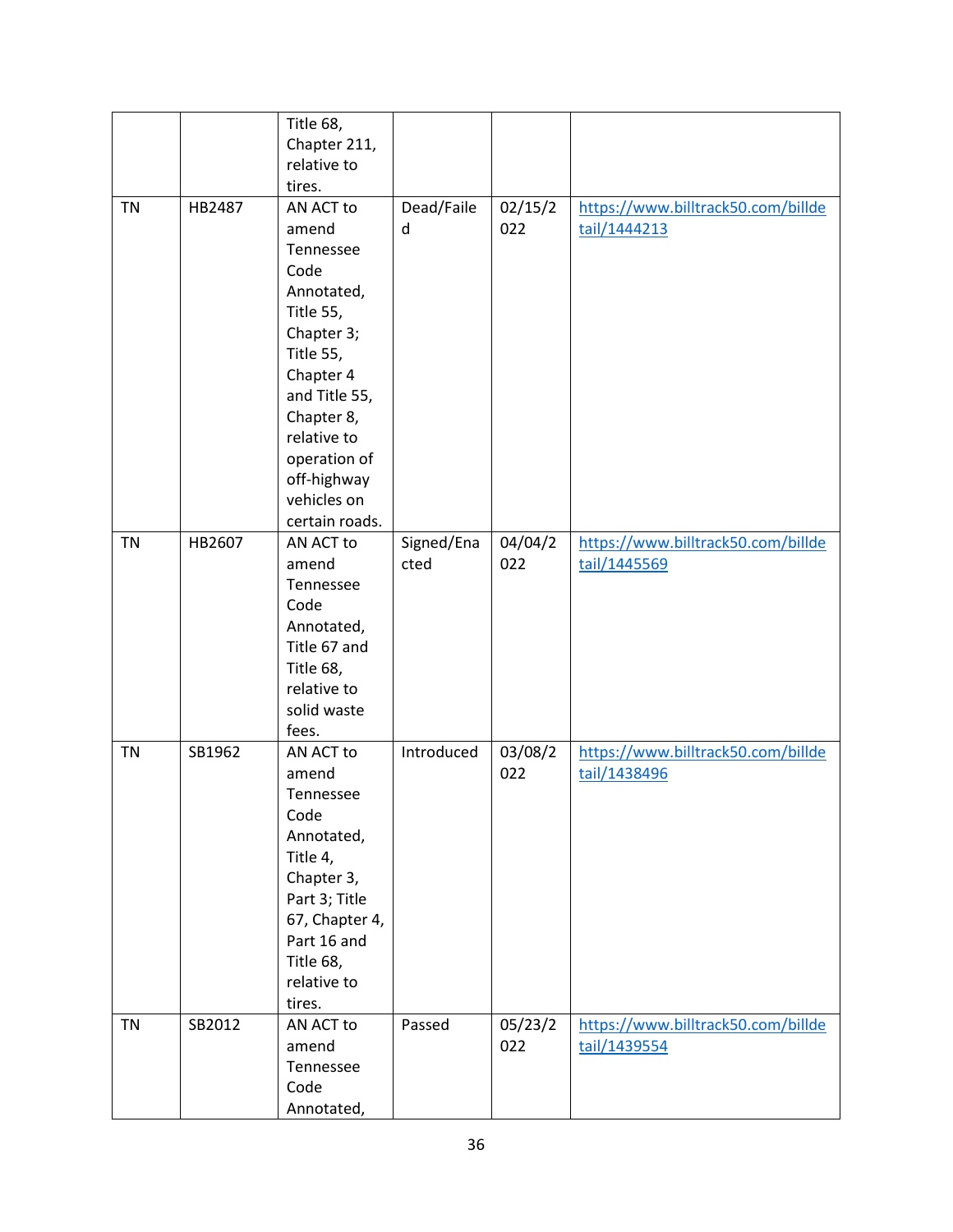| | | | | | |
|---|---|---|---|---|---|
| | | Title 68, Chapter 211, relative to tires. | | | |
| TN | HB2487 | AN ACT to amend Tennessee Code Annotated, Title 55, Chapter 3; Title 55, Chapter 4 and Title 55, Chapter 8, relative to operation of off-highway vehicles on certain roads. | Dead/Failed | 02/15/2022 | https://www.billtrack50.com/billdetail/1444213 |
| TN | HB2607 | AN ACT to amend Tennessee Code Annotated, Title 67 and Title 68, relative to solid waste fees. | Signed/Enacted | 04/04/2022 | https://www.billtrack50.com/billdetail/1445569 |
| TN | SB1962 | AN ACT to amend Tennessee Code Annotated, Title 4, Chapter 3, Part 3; Title 67, Chapter 4, Part 16 and Title 68, relative to tires. | Introduced | 03/08/2022 | https://www.billtrack50.com/billdetail/1438496 |
| TN | SB2012 | AN ACT to amend Tennessee Code Annotated, | Passed | 05/23/2022 | https://www.billtrack50.com/billdetail/1439554 |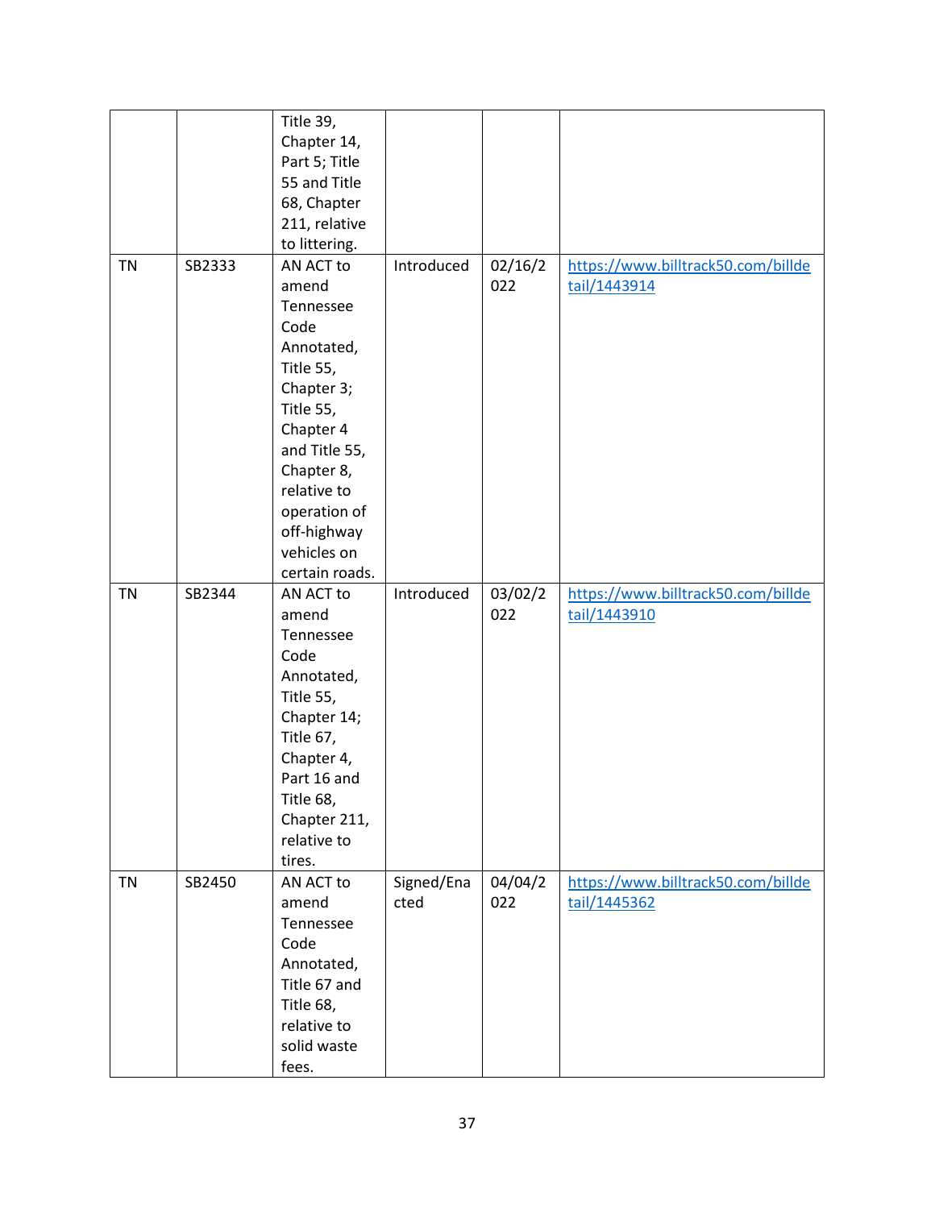|  |  |  |  |  |  |
|---|---|---|---|---|---|
|  |  | Title 39, Chapter 14, Part 5; Title 55 and Title 68, Chapter 211, relative to littering. |  |  |  |
| TN | SB2333 | AN ACT to amend Tennessee Code Annotated, Title 55, Chapter 3; Title 55, Chapter 4 and Title 55, Chapter 8, relative to operation of off-highway vehicles on certain roads. | Introduced | 02/16/2022 | https://www.billtrack50.com/billdetail/1443914 |
| TN | SB2344 | AN ACT to amend Tennessee Code Annotated, Title 55, Chapter 14; Title 67, Chapter 4, Part 16 and Title 68, Chapter 211, relative to tires. | Introduced | 03/02/2022 | https://www.billtrack50.com/billdetail/1443910 |
| TN | SB2450 | AN ACT to amend Tennessee Code Annotated, Title 67 and Title 68, relative to solid waste fees. | Signed/Enacted | 04/04/2022 | https://www.billtrack50.com/billdetail/1445362 |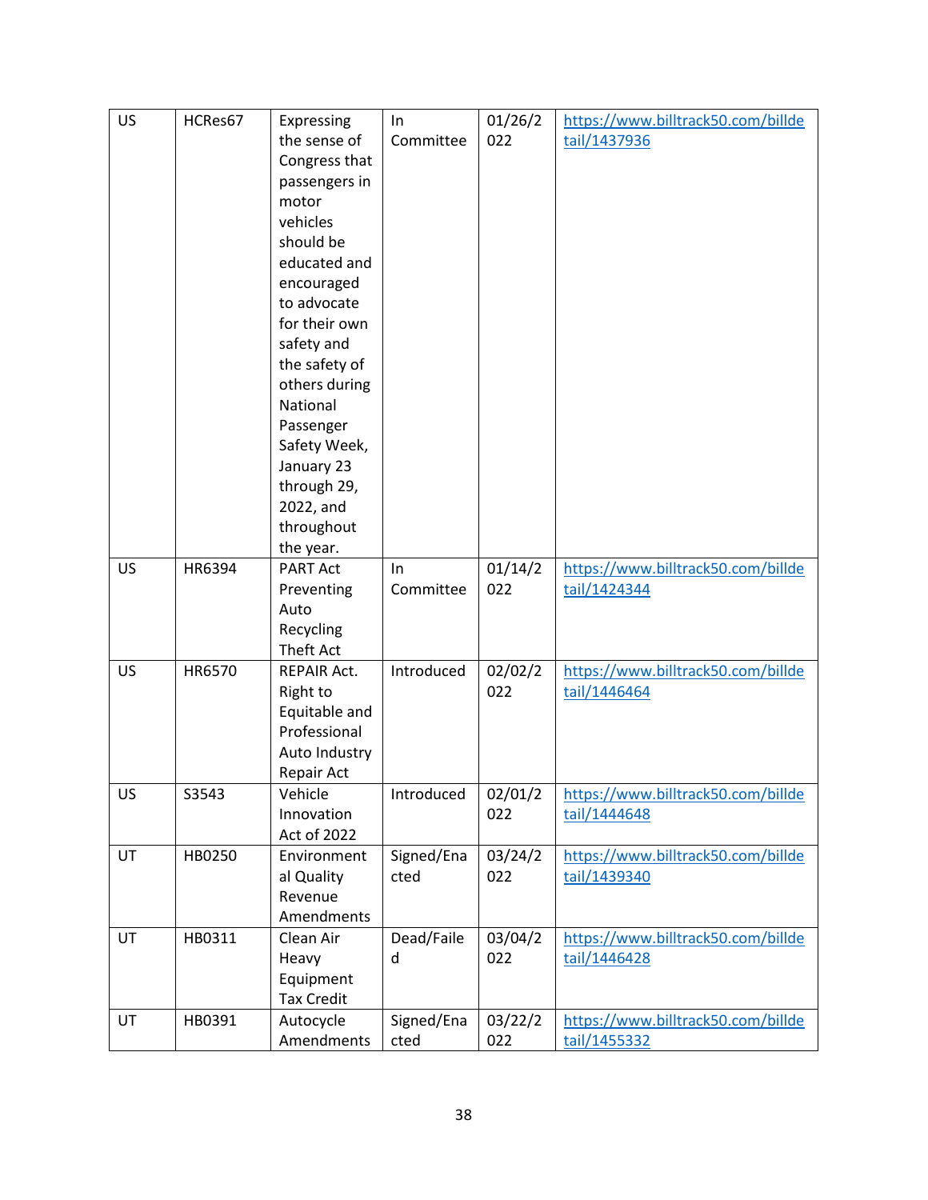| US | HCRes67 | Expressing the sense of Congress that passengers in motor vehicles should be educated and encouraged to advocate for their own safety and the safety of others during National Passenger Safety Week, January 23 through 29, 2022, and throughout the year. | In Committee | 01/26/2022 | https://www.billtrack50.com/billdetail/1437936 |
|---|---|---|---|---|---|
| US | HR6394 | PART Act Preventing Auto Recycling Theft Act | In Committee | 01/14/2022 | https://www.billtrack50.com/billdetail/1424344 |
| US | HR6570 | REPAIR Act. Right to Equitable and Professional Auto Industry Repair Act | Introduced | 02/02/2022 | https://www.billtrack50.com/billdetail/1446464 |
| US | S3543 | Vehicle Innovation Act of 2022 | Introduced | 02/01/2022 | https://www.billtrack50.com/billdetail/1444648 |
| UT | HB0250 | Environmental Quality Revenue Amendments | Signed/Enacted | 03/24/2022 | https://www.billtrack50.com/billdetail/1439340 |
| UT | HB0311 | Clean Air Heavy Equipment Tax Credit | Dead/Failed | 03/04/2022 | https://www.billtrack50.com/billdetail/1446428 |
| UT | HB0391 | Autocycle Amendments | Signed/Enacted | 03/22/2022 | https://www.billtrack50.com/billdetail/1455332 |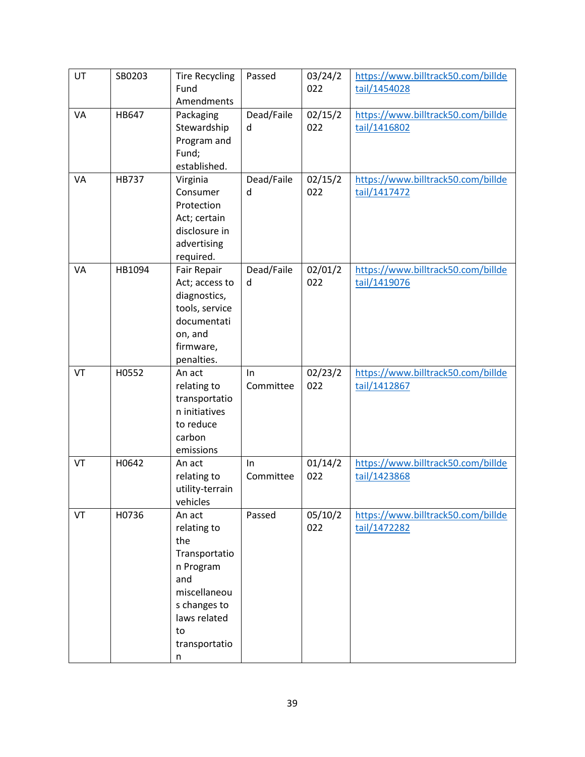| UT | SB0203 | Tire Recycling Fund Amendments | Passed | 03/24/2022 | https://www.billtrack50.com/billdetail/1454028 |
|---|---|---|---|---|---|
| VA | HB647 | Packaging Stewardship Program and Fund; established. | Dead/Failed | 02/15/2022 | https://www.billtrack50.com/billdetail/1416802 |
| VA | HB737 | Virginia Consumer Protection Act; certain disclosure in advertising required. | Dead/Failed | 02/15/2022 | https://www.billtrack50.com/billdetail/1417472 |
| VA | HB1094 | Fair Repair Act; access to diagnostics, tools, service documentation, and firmware, penalties. | Dead/Failed | 02/01/2022 | https://www.billtrack50.com/billdetail/1419076 |
| VT | H0552 | An act relating to transportation initiatives to reduce carbon emissions | In Committee | 02/23/2022 | https://www.billtrack50.com/billdetail/1412867 |
| VT | H0642 | An act relating to utility-terrain vehicles | In Committee | 01/14/2022 | https://www.billtrack50.com/billdetail/1423868 |
| VT | H0736 | An act relating to the Transportation Program and miscellaneous changes to laws related to transportation | Passed | 05/10/2022 | https://www.billtrack50.com/billdetail/1472282 |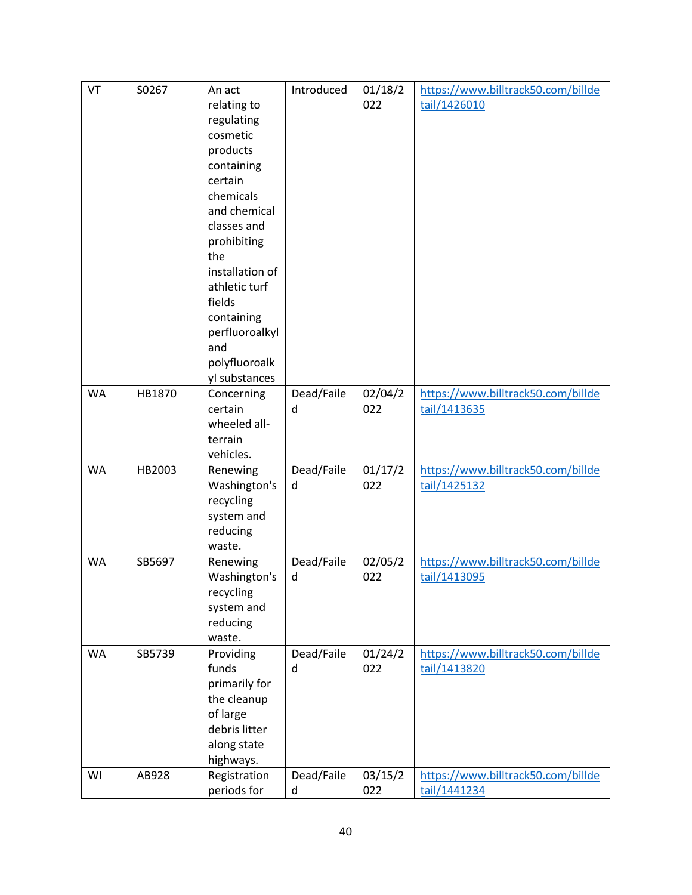| VT | S0267 | An act relating to regulating cosmetic products containing certain chemicals and chemical classes and prohibiting the installation of athletic turf fields containing perfluoroalkyl and polyfluoroalkyl substances | Introduced | 01/18/2022 | https://www.billtrack50.com/billdetail/1426010 |
|---|---|---|---|---|---|
| WA | HB1870 | Concerning certain wheeled all-terrain vehicles. | Dead/Failed | 02/04/2022 | https://www.billtrack50.com/billdetail/1413635 |
| WA | HB2003 | Renewing Washington's recycling system and reducing waste. | Dead/Failed | 01/17/2022 | https://www.billtrack50.com/billdetail/1425132 |
| WA | SB5697 | Renewing Washington's recycling system and reducing waste. | Dead/Failed | 02/05/2022 | https://www.billtrack50.com/billdetail/1413095 |
| WA | SB5739 | Providing funds primarily for the cleanup of large debris litter along state highways. | Dead/Failed | 01/24/2022 | https://www.billtrack50.com/billdetail/1413820 |
| WI | AB928 | Registration periods for | Dead/Failed | 03/15/2022 | https://www.billtrack50.com/billdetail/1441234 |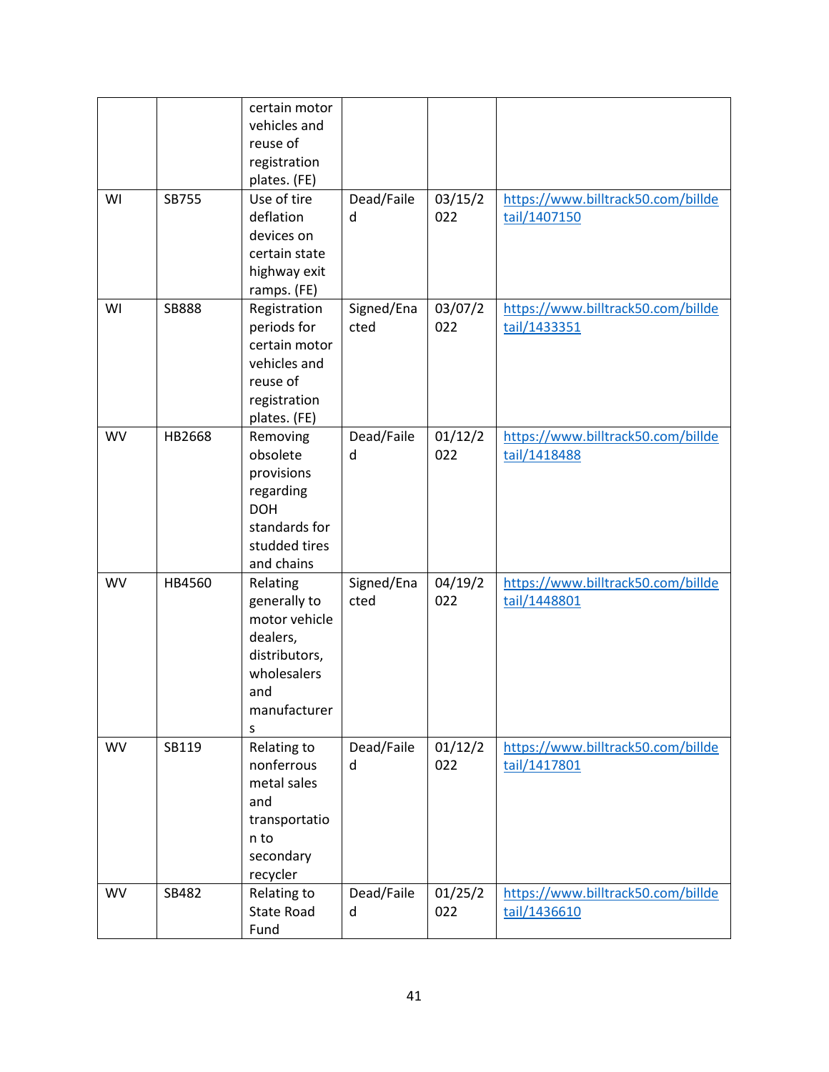| | | | | | |
|---|---|---|---|---|---|
| | | certain motor vehicles and reuse of registration plates. (FE) | | | |
| WI | SB755 | Use of tire deflation devices on certain state highway exit ramps. (FE) | Dead/Failed | 03/15/2022 | https://www.billtrack50.com/billdetail/1407150 |
| WI | SB888 | Registration periods for certain motor vehicles and reuse of registration plates. (FE) | Signed/Enacted | 03/07/2022 | https://www.billtrack50.com/billdetail/1433351 |
| WV | HB2668 | Removing obsolete provisions regarding DOH standards for studded tires and chains | Dead/Failed | 01/12/2022 | https://www.billtrack50.com/billdetail/1418488 |
| WV | HB4560 | Relating generally to motor vehicle dealers, distributors, wholesalers and manufacturers | Signed/Enacted | 04/19/2022 | https://www.billtrack50.com/billdetail/1448801 |
| WV | SB119 | Relating to nonferrous metal sales and transportation to secondary recycler | Dead/Failed | 01/12/2022 | https://www.billtrack50.com/billdetail/1417801 |
| WV | SB482 | Relating to State Road Fund | Dead/Failed | 01/25/2022 | https://www.billtrack50.com/billdetail/1436610 |